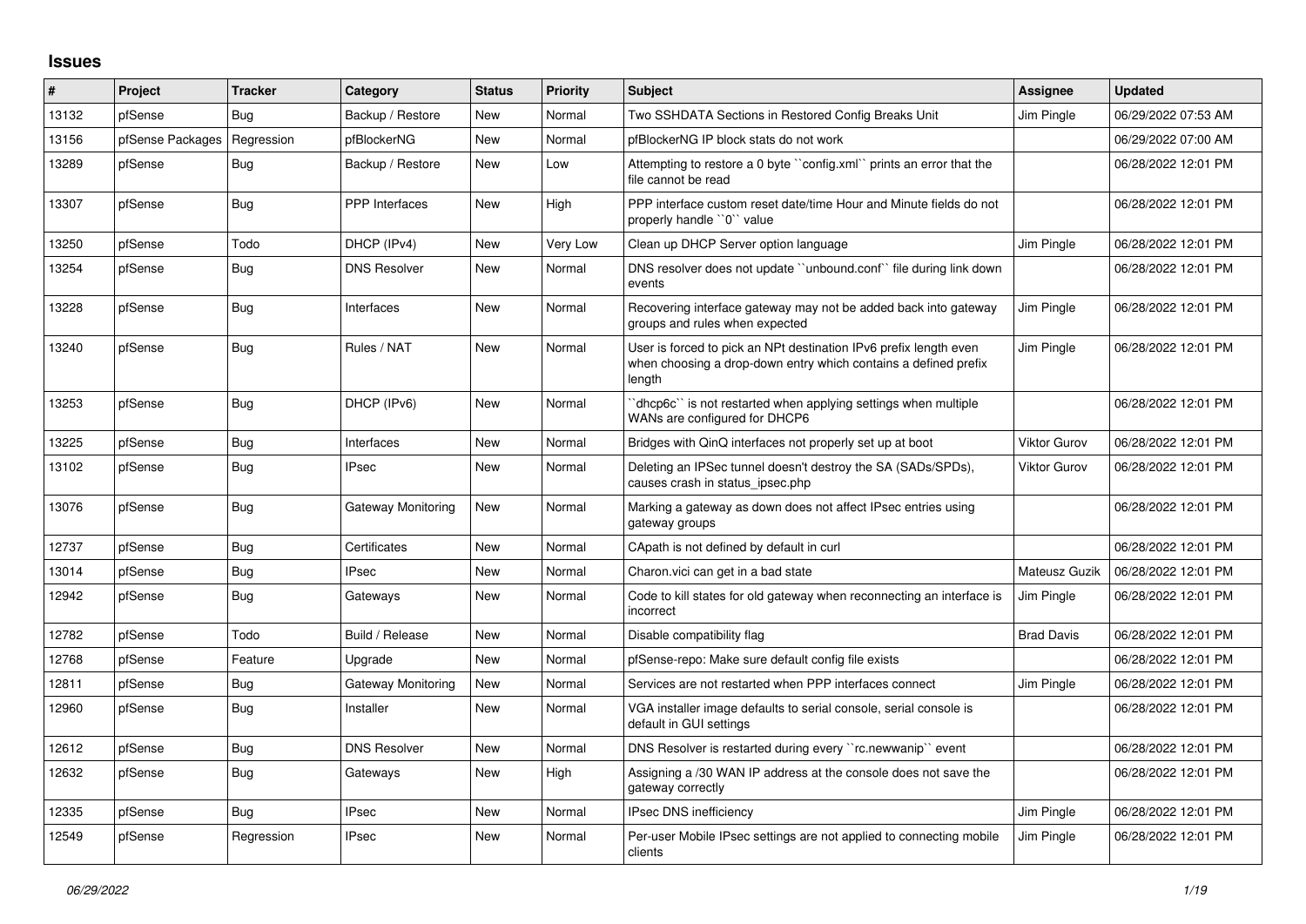## Issues

| # | Project | Tracker | Category | Status | Priority | Subject | Assignee | Updated |
|---|---|---|---|---|---|---|---|---|
| 13132 | pfSense | Bug | Backup / Restore | New | Normal | Two SSHDATA Sections in Restored Config Breaks Unit | Jim Pingle | 06/29/2022 07:53 AM |
| 13156 | pfSense Packages | Regression | pfBlockerNG | New | Normal | pfBlockerNG IP block stats do not work | | 06/29/2022 07:00 AM |
| 13289 | pfSense | Bug | Backup / Restore | New | Low | Attempting to restore a 0 byte ``config.xml`` prints an error that the file cannot be read | | 06/28/2022 12:01 PM |
| 13307 | pfSense | Bug | PPP Interfaces | New | High | PPP interface custom reset date/time Hour and Minute fields do not properly handle ``0`` value | | 06/28/2022 12:01 PM |
| 13250 | pfSense | Todo | DHCP (IPv4) | New | Very Low | Clean up DHCP Server option language | Jim Pingle | 06/28/2022 12:01 PM |
| 13254 | pfSense | Bug | DNS Resolver | New | Normal | DNS resolver does not update ``unbound.conf`` file during link down events | | 06/28/2022 12:01 PM |
| 13228 | pfSense | Bug | Interfaces | New | Normal | Recovering interface gateway may not be added back into gateway groups and rules when expected | Jim Pingle | 06/28/2022 12:01 PM |
| 13240 | pfSense | Bug | Rules / NAT | New | Normal | User is forced to pick an NPt destination IPv6 prefix length even when choosing a drop-down entry which contains a defined prefix length | Jim Pingle | 06/28/2022 12:01 PM |
| 13253 | pfSense | Bug | DHCP (IPv6) | New | Normal | ``dhcp6c`` is not restarted when applying settings when multiple WANs are configured for DHCP6 | | 06/28/2022 12:01 PM |
| 13225 | pfSense | Bug | Interfaces | New | Normal | Bridges with QinQ interfaces not properly set up at boot | Viktor Gurov | 06/28/2022 12:01 PM |
| 13102 | pfSense | Bug | IPsec | New | Normal | Deleting an IPSec tunnel doesn't destroy the SA (SADs/SPDs), causes crash in status_ipsec.php | Viktor Gurov | 06/28/2022 12:01 PM |
| 13076 | pfSense | Bug | Gateway Monitoring | New | Normal | Marking a gateway as down does not affect IPsec entries using gateway groups | | 06/28/2022 12:01 PM |
| 12737 | pfSense | Bug | Certificates | New | Normal | CApath is not defined by default in curl | | 06/28/2022 12:01 PM |
| 13014 | pfSense | Bug | IPsec | New | Normal | Charon.vici can get in a bad state | Mateusz Guzik | 06/28/2022 12:01 PM |
| 12942 | pfSense | Bug | Gateways | New | Normal | Code to kill states for old gateway when reconnecting an interface is incorrect | Jim Pingle | 06/28/2022 12:01 PM |
| 12782 | pfSense | Todo | Build / Release | New | Normal | Disable compatibility flag | Brad Davis | 06/28/2022 12:01 PM |
| 12768 | pfSense | Feature | Upgrade | New | Normal | pfSense-repo: Make sure default config file exists | | 06/28/2022 12:01 PM |
| 12811 | pfSense | Bug | Gateway Monitoring | New | Normal | Services are not restarted when PPP interfaces connect | Jim Pingle | 06/28/2022 12:01 PM |
| 12960 | pfSense | Bug | Installer | New | Normal | VGA installer image defaults to serial console, serial console is default in GUI settings | | 06/28/2022 12:01 PM |
| 12612 | pfSense | Bug | DNS Resolver | New | Normal | DNS Resolver is restarted during every ``rc.newwanip`` event | | 06/28/2022 12:01 PM |
| 12632 | pfSense | Bug | Gateways | New | High | Assigning a /30 WAN IP address at the console does not save the gateway correctly | | 06/28/2022 12:01 PM |
| 12335 | pfSense | Bug | IPsec | New | Normal | IPsec DNS inefficiency | Jim Pingle | 06/28/2022 12:01 PM |
| 12549 | pfSense | Regression | IPsec | New | Normal | Per-user Mobile IPsec settings are not applied to connecting mobile clients | Jim Pingle | 06/28/2022 12:01 PM |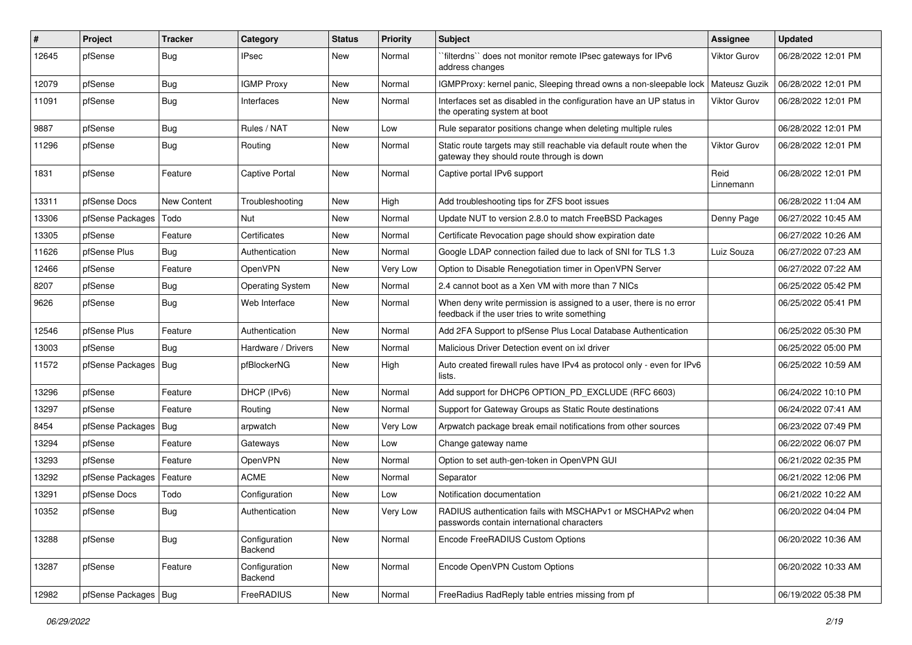| # | Project | Tracker | Category | Status | Priority | Subject | Assignee | Updated |
|---|---|---|---|---|---|---|---|---|
| 12645 | pfSense | Bug | IPsec | New | Normal | ``filterdns`` does not monitor remote IPsec gateways for IPv6 address changes | Viktor Gurov | 06/28/2022 12:01 PM |
| 12079 | pfSense | Bug | IGMP Proxy | New | Normal | IGMPProxy: kernel panic, Sleeping thread owns a non-sleepable lock | Mateusz Guzik | 06/28/2022 12:01 PM |
| 11091 | pfSense | Bug | Interfaces | New | Normal | Interfaces set as disabled in the configuration have an UP status in the operating system at boot | Viktor Gurov | 06/28/2022 12:01 PM |
| 9887 | pfSense | Bug | Rules / NAT | New | Low | Rule separator positions change when deleting multiple rules | | 06/28/2022 12:01 PM |
| 11296 | pfSense | Bug | Routing | New | Normal | Static route targets may still reachable via default route when the gateway they should route through is down | Viktor Gurov | 06/28/2022 12:01 PM |
| 1831 | pfSense | Feature | Captive Portal | New | Normal | Captive portal IPv6 support | Reid Linnemann | 06/28/2022 12:01 PM |
| 13311 | pfSense Docs | New Content | Troubleshooting | New | High | Add troubleshooting tips for ZFS boot issues | | 06/28/2022 11:04 AM |
| 13306 | pfSense Packages | Todo | Nut | New | Normal | Update NUT to version 2.8.0 to match FreeBSD Packages | Denny Page | 06/27/2022 10:45 AM |
| 13305 | pfSense | Feature | Certificates | New | Normal | Certificate Revocation page should show expiration date | | 06/27/2022 10:26 AM |
| 11626 | pfSense Plus | Bug | Authentication | New | Normal | Google LDAP connection failed due to lack of SNI for TLS 1.3 | Luiz Souza | 06/27/2022 07:23 AM |
| 12466 | pfSense | Feature | OpenVPN | New | Very Low | Option to Disable Renegotiation timer in OpenVPN Server | | 06/27/2022 07:22 AM |
| 8207 | pfSense | Bug | Operating System | New | Normal | 2.4 cannot boot as a Xen VM with more than 7 NICs | | 06/25/2022 05:42 PM |
| 9626 | pfSense | Bug | Web Interface | New | Normal | When deny write permission is assigned to a user, there is no error feedback if the user tries to write something | | 06/25/2022 05:41 PM |
| 12546 | pfSense Plus | Feature | Authentication | New | Normal | Add 2FA Support to pfSense Plus Local Database Authentication | | 06/25/2022 05:30 PM |
| 13003 | pfSense | Bug | Hardware / Drivers | New | Normal | Malicious Driver Detection event on ixl driver | | 06/25/2022 05:00 PM |
| 11572 | pfSense Packages | Bug | pfBlockerNG | New | High | Auto created firewall rules have IPv4 as protocol only - even for IPv6 lists. | | 06/25/2022 10:59 AM |
| 13296 | pfSense | Feature | DHCP (IPv6) | New | Normal | Add support for DHCP6 OPTION_PD_EXCLUDE (RFC 6603) | | 06/24/2022 10:10 PM |
| 13297 | pfSense | Feature | Routing | New | Normal | Support for Gateway Groups as Static Route destinations | | 06/24/2022 07:41 AM |
| 8454 | pfSense Packages | Bug | arpwatch | New | Very Low | Arpwatch package break email notifications from other sources | | 06/23/2022 07:49 PM |
| 13294 | pfSense | Feature | Gateways | New | Low | Change gateway name | | 06/22/2022 06:07 PM |
| 13293 | pfSense | Feature | OpenVPN | New | Normal | Option to set auth-gen-token in OpenVPN GUI | | 06/21/2022 02:35 PM |
| 13292 | pfSense Packages | Feature | ACME | New | Normal | Separator | | 06/21/2022 12:06 PM |
| 13291 | pfSense Docs | Todo | Configuration | New | Low | Notification documentation | | 06/21/2022 10:22 AM |
| 10352 | pfSense | Bug | Authentication | New | Very Low | RADIUS authentication fails with MSCHAPv1 or MSCHAPv2 when passwords contain international characters | | 06/20/2022 04:04 PM |
| 13288 | pfSense | Bug | Configuration Backend | New | Normal | Encode FreeRADIUS Custom Options | | 06/20/2022 10:36 AM |
| 13287 | pfSense | Feature | Configuration Backend | New | Normal | Encode OpenVPN Custom Options | | 06/20/2022 10:33 AM |
| 12982 | pfSense Packages | Bug | FreeRADIUS | New | Normal | FreeRadius RadReply table entries missing from pf | | 06/19/2022 05:38 PM |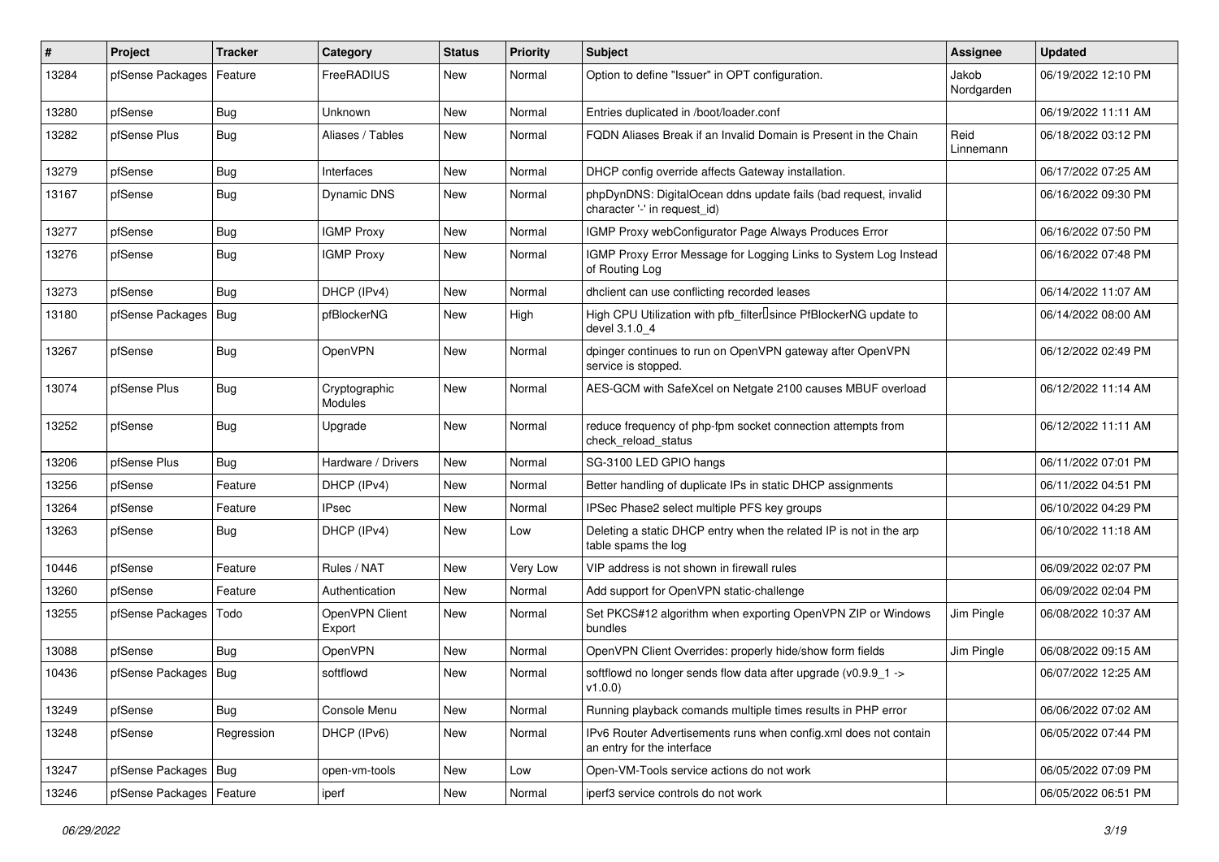| # | Project | Tracker | Category | Status | Priority | Subject | Assignee | Updated |
|---|---|---|---|---|---|---|---|---|
| 13284 | pfSense Packages | Feature | FreeRADIUS | New | Normal | Option to define "Issuer" in OPT configuration. | Jakob Nordgarden | 06/19/2022 12:10 PM |
| 13280 | pfSense | Bug | Unknown | New | Normal | Entries duplicated in /boot/loader.conf | | 06/19/2022 11:11 AM |
| 13282 | pfSense Plus | Bug | Aliases / Tables | New | Normal | FQDN Aliases Break if an Invalid Domain is Present in the Chain | Reid Linnemann | 06/18/2022 03:12 PM |
| 13279 | pfSense | Bug | Interfaces | New | Normal | DHCP config override affects Gateway installation. | | 06/17/2022 07:25 AM |
| 13167 | pfSense | Bug | Dynamic DNS | New | Normal | phpDynDNS: DigitalOcean ddns update fails (bad request, invalid character '-' in request_id) | | 06/16/2022 09:30 PM |
| 13277 | pfSense | Bug | IGMP Proxy | New | Normal | IGMP Proxy webConfigurator Page Always Produces Error | | 06/16/2022 07:50 PM |
| 13276 | pfSense | Bug | IGMP Proxy | New | Normal | IGMP Proxy Error Message for Logging Links to System Log Instead of Routing Log | | 06/16/2022 07:48 PM |
| 13273 | pfSense | Bug | DHCP (IPv4) | New | Normal | dhclient can use conflicting recorded leases | | 06/14/2022 11:07 AM |
| 13180 | pfSense Packages | Bug | pfBlockerNG | New | High | High CPU Utilization with pfb_filter since PfBlockerNG update to devel 3.1.0_4 | | 06/14/2022 08:00 AM |
| 13267 | pfSense | Bug | OpenVPN | New | Normal | dpinger continues to run on OpenVPN gateway after OpenVPN service is stopped. | | 06/12/2022 02:49 PM |
| 13074 | pfSense Plus | Bug | Cryptographic Modules | New | Normal | AES-GCM with SafeXcel on Netgate 2100 causes MBUF overload | | 06/12/2022 11:14 AM |
| 13252 | pfSense | Bug | Upgrade | New | Normal | reduce frequency of php-fpm socket connection attempts from check_reload_status | | 06/12/2022 11:11 AM |
| 13206 | pfSense Plus | Bug | Hardware / Drivers | New | Normal | SG-3100 LED GPIO hangs | | 06/11/2022 07:01 PM |
| 13256 | pfSense | Feature | DHCP (IPv4) | New | Normal | Better handling of duplicate IPs in static DHCP assignments | | 06/11/2022 04:51 PM |
| 13264 | pfSense | Feature | IPsec | New | Normal | IPSec Phase2 select multiple PFS key groups | | 06/10/2022 04:29 PM |
| 13263 | pfSense | Bug | DHCP (IPv4) | New | Low | Deleting a static DHCP entry when the related IP is not in the arp table spams the log | | 06/10/2022 11:18 AM |
| 10446 | pfSense | Feature | Rules / NAT | New | Very Low | VIP address is not shown in firewall rules | | 06/09/2022 02:07 PM |
| 13260 | pfSense | Feature | Authentication | New | Normal | Add support for OpenVPN static-challenge | | 06/09/2022 02:04 PM |
| 13255 | pfSense Packages | Todo | OpenVPN Client Export | New | Normal | Set PKCS#12 algorithm when exporting OpenVPN ZIP or Windows bundles | Jim Pingle | 06/08/2022 10:37 AM |
| 13088 | pfSense | Bug | OpenVPN | New | Normal | OpenVPN Client Overrides: properly hide/show form fields | Jim Pingle | 06/08/2022 09:15 AM |
| 10436 | pfSense Packages | Bug | softflowd | New | Normal | softflowd no longer sends flow data after upgrade (v0.9.9_1 -> v1.0.0) | | 06/07/2022 12:25 AM |
| 13249 | pfSense | Bug | Console Menu | New | Normal | Running playback comands multiple times results in PHP error | | 06/06/2022 07:02 AM |
| 13248 | pfSense | Regression | DHCP (IPv6) | New | Normal | IPv6 Router Advertisements runs when config.xml does not contain an entry for the interface | | 06/05/2022 07:44 PM |
| 13247 | pfSense Packages | Bug | open-vm-tools | New | Low | Open-VM-Tools service actions do not work | | 06/05/2022 07:09 PM |
| 13246 | pfSense Packages | Feature | iperf | New | Normal | iperf3 service controls do not work | | 06/05/2022 06:51 PM |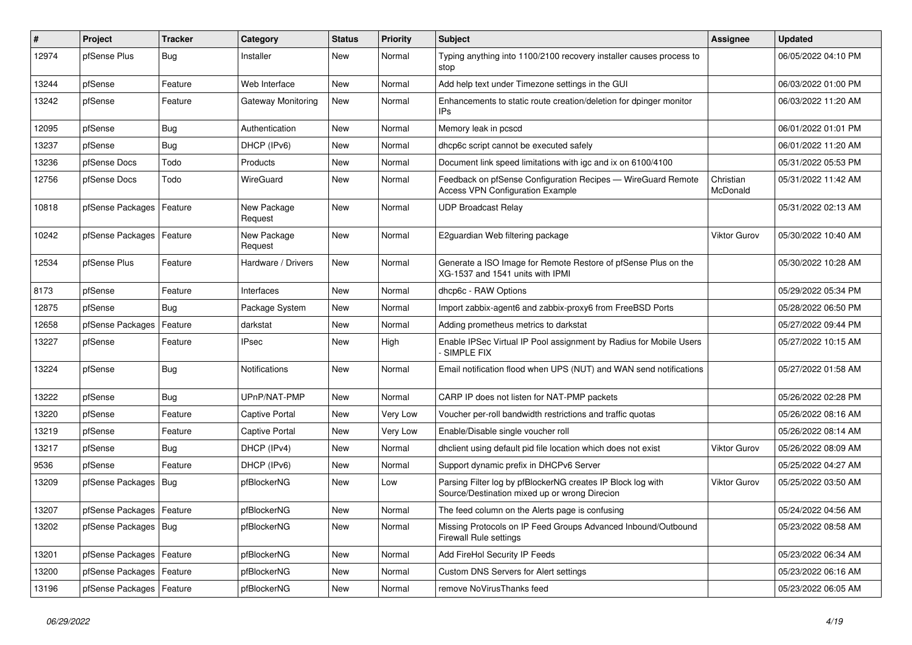| # | Project | Tracker | Category | Status | Priority | Subject | Assignee | Updated |
|---|---|---|---|---|---|---|---|---|
| 12974 | pfSense Plus | Bug | Installer | New | Normal | Typing anything into 1100/2100 recovery installer causes process to stop | | 06/05/2022 04:10 PM |
| 13244 | pfSense | Feature | Web Interface | New | Normal | Add help text under Timezone settings in the GUI | | 06/03/2022 01:00 PM |
| 13242 | pfSense | Feature | Gateway Monitoring | New | Normal | Enhancements to static route creation/deletion for dpinger monitor IPs | | 06/03/2022 11:20 AM |
| 12095 | pfSense | Bug | Authentication | New | Normal | Memory leak in pcscd | | 06/01/2022 01:01 PM |
| 13237 | pfSense | Bug | DHCP (IPv6) | New | Normal | dhcp6c script cannot be executed safely | | 06/01/2022 11:20 AM |
| 13236 | pfSense Docs | Todo | Products | New | Normal | Document link speed limitations with igc and ix on 6100/4100 | | 05/31/2022 05:53 PM |
| 12756 | pfSense Docs | Todo | WireGuard | New | Normal | Feedback on pfSense Configuration Recipes — WireGuard Remote Access VPN Configuration Example | Christian McDonald | 05/31/2022 11:42 AM |
| 10818 | pfSense Packages | Feature | New Package Request | New | Normal | UDP Broadcast Relay | | 05/31/2022 02:13 AM |
| 10242 | pfSense Packages | Feature | New Package Request | New | Normal | E2guardian Web filtering package | Viktor Gurov | 05/30/2022 10:40 AM |
| 12534 | pfSense Plus | Feature | Hardware / Drivers | New | Normal | Generate a ISO Image for Remote Restore of pfSense Plus on the XG-1537 and 1541 units with IPMI | | 05/30/2022 10:28 AM |
| 8173 | pfSense | Feature | Interfaces | New | Normal | dhcp6c - RAW Options | | 05/29/2022 05:34 PM |
| 12875 | pfSense | Bug | Package System | New | Normal | Import zabbix-agent6 and zabbix-proxy6 from FreeBSD Ports | | 05/28/2022 06:50 PM |
| 12658 | pfSense Packages | Feature | darkstat | New | Normal | Adding prometheus metrics to darkstat | | 05/27/2022 09:44 PM |
| 13227 | pfSense | Feature | IPsec | New | High | Enable IPSec Virtual IP Pool assignment by Radius for Mobile Users - SIMPLE FIX | | 05/27/2022 10:15 AM |
| 13224 | pfSense | Bug | Notifications | New | Normal | Email notification flood when UPS (NUT) and WAN send notifications | | 05/27/2022 01:58 AM |
| 13222 | pfSense | Bug | UPnP/NAT-PMP | New | Normal | CARP IP does not listen for NAT-PMP packets | | 05/26/2022 02:28 PM |
| 13220 | pfSense | Feature | Captive Portal | New | Very Low | Voucher per-roll bandwidth restrictions and traffic quotas | | 05/26/2022 08:16 AM |
| 13219 | pfSense | Feature | Captive Portal | New | Very Low | Enable/Disable single voucher roll | | 05/26/2022 08:14 AM |
| 13217 | pfSense | Bug | DHCP (IPv4) | New | Normal | dhclient using default pid file location which does not exist | Viktor Gurov | 05/26/2022 08:09 AM |
| 9536 | pfSense | Feature | DHCP (IPv6) | New | Normal | Support dynamic prefix in DHCPv6 Server | | 05/25/2022 04:27 AM |
| 13209 | pfSense Packages | Bug | pfBlockerNG | New | Low | Parsing Filter log by pfBlockerNG creates IP Block log with Source/Destination mixed up or wrong Direcion | Viktor Gurov | 05/25/2022 03:50 AM |
| 13207 | pfSense Packages | Feature | pfBlockerNG | New | Normal | The feed column on the Alerts page is confusing | | 05/24/2022 04:56 AM |
| 13202 | pfSense Packages | Bug | pfBlockerNG | New | Normal | Missing Protocols on IP Feed Groups Advanced Inbound/Outbound Firewall Rule settings | | 05/23/2022 08:58 AM |
| 13201 | pfSense Packages | Feature | pfBlockerNG | New | Normal | Add FireHol Security IP Feeds | | 05/23/2022 06:34 AM |
| 13200 | pfSense Packages | Feature | pfBlockerNG | New | Normal | Custom DNS Servers for Alert settings | | 05/23/2022 06:16 AM |
| 13196 | pfSense Packages | Feature | pfBlockerNG | New | Normal | remove NoVirusThanks feed | | 05/23/2022 06:05 AM |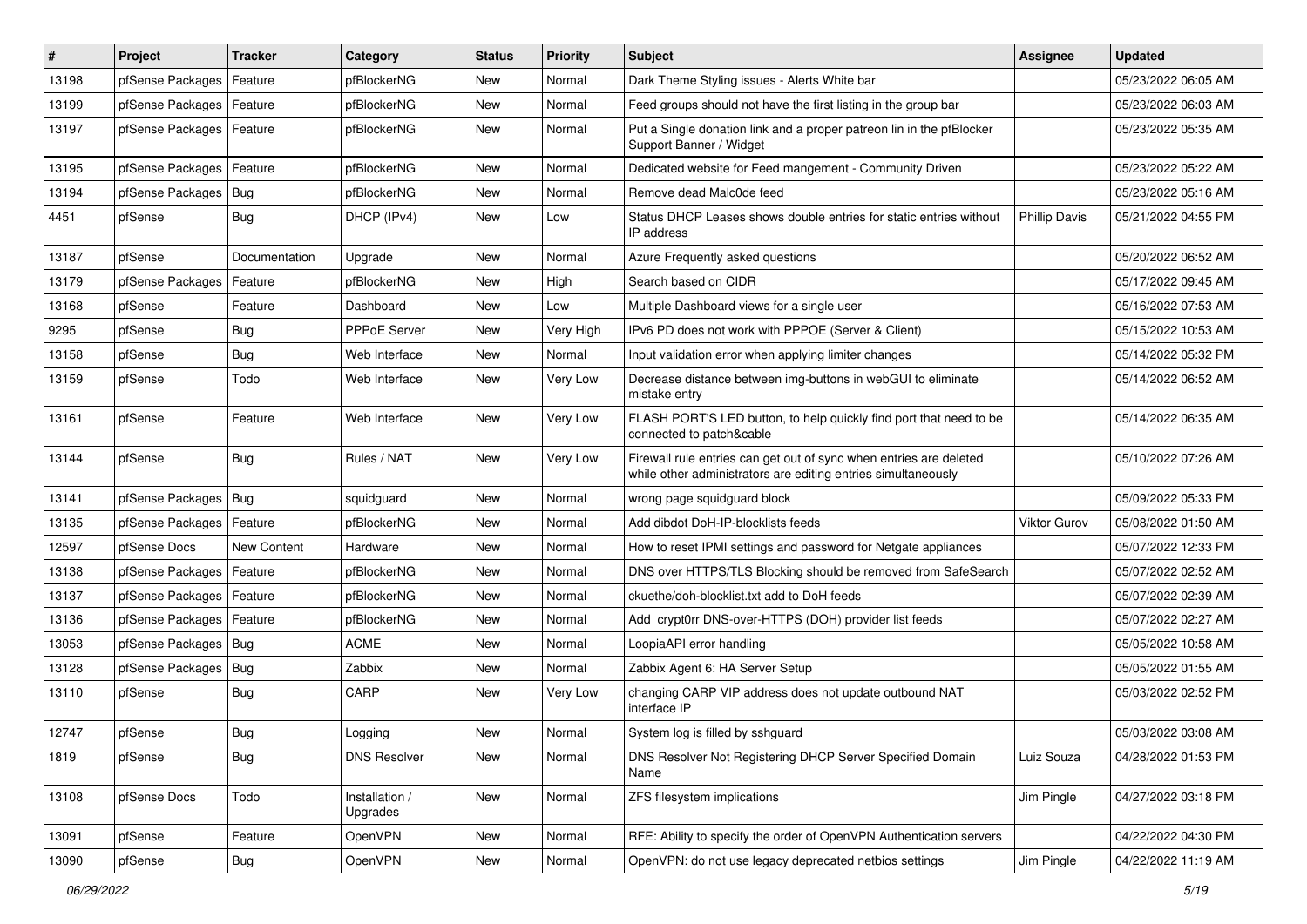| # | Project | Tracker | Category | Status | Priority | Subject | Assignee | Updated |
|---|---|---|---|---|---|---|---|---|
| 13198 | pfSense Packages | Feature | pfBlockerNG | New | Normal | Dark Theme Styling issues - Alerts White bar | | 05/23/2022 06:05 AM |
| 13199 | pfSense Packages | Feature | pfBlockerNG | New | Normal | Feed groups should not have the first listing in the group bar | | 05/23/2022 06:03 AM |
| 13197 | pfSense Packages | Feature | pfBlockerNG | New | Normal | Put a Single donation link and a proper patreon lin in the pfBlocker Support Banner / Widget | | 05/23/2022 05:35 AM |
| 13195 | pfSense Packages | Feature | pfBlockerNG | New | Normal | Dedicated website for Feed mangement - Community Driven | | 05/23/2022 05:22 AM |
| 13194 | pfSense Packages | Bug | pfBlockerNG | New | Normal | Remove dead Malc0de feed | | 05/23/2022 05:16 AM |
| 4451 | pfSense | Bug | DHCP (IPv4) | New | Low | Status DHCP Leases shows double entries for static entries without IP address | Phillip Davis | 05/21/2022 04:55 PM |
| 13187 | pfSense | Documentation | Upgrade | New | Normal | Azure Frequently asked questions | | 05/20/2022 06:52 AM |
| 13179 | pfSense Packages | Feature | pfBlockerNG | New | High | Search based on CIDR | | 05/17/2022 09:45 AM |
| 13168 | pfSense | Feature | Dashboard | New | Low | Multiple Dashboard views for a single user | | 05/16/2022 07:53 AM |
| 9295 | pfSense | Bug | PPPoE Server | New | Very High | IPv6 PD does not work with PPPOE (Server & Client) | | 05/15/2022 10:53 AM |
| 13158 | pfSense | Bug | Web Interface | New | Normal | Input validation error when applying limiter changes | | 05/14/2022 05:32 PM |
| 13159 | pfSense | Todo | Web Interface | New | Very Low | Decrease distance between img-buttons in webGUI to eliminate mistake entry | | 05/14/2022 06:52 AM |
| 13161 | pfSense | Feature | Web Interface | New | Very Low | FLASH PORT'S LED button, to help quickly find port that need to be connected to patch&cable | | 05/14/2022 06:35 AM |
| 13144 | pfSense | Bug | Rules / NAT | New | Very Low | Firewall rule entries can get out of sync when entries are deleted while other administrators are editing entries simultaneously | | 05/10/2022 07:26 AM |
| 13141 | pfSense Packages | Bug | squidguard | New | Normal | wrong page squidguard block | | 05/09/2022 05:33 PM |
| 13135 | pfSense Packages | Feature | pfBlockerNG | New | Normal | Add dibdot DoH-IP-blocklists feeds | Viktor Gurov | 05/08/2022 01:50 AM |
| 12597 | pfSense Docs | New Content | Hardware | New | Normal | How to reset IPMI settings and password for Netgate appliances | | 05/07/2022 12:33 PM |
| 13138 | pfSense Packages | Feature | pfBlockerNG | New | Normal | DNS over HTTPS/TLS Blocking should be removed from SafeSearch | | 05/07/2022 02:52 AM |
| 13137 | pfSense Packages | Feature | pfBlockerNG | New | Normal | ckuethe/doh-blocklist.txt add to DoH feeds | | 05/07/2022 02:39 AM |
| 13136 | pfSense Packages | Feature | pfBlockerNG | New | Normal | Add crypt0rr DNS-over-HTTPS (DOH) provider list feeds | | 05/07/2022 02:27 AM |
| 13053 | pfSense Packages | Bug | ACME | New | Normal | LoopiaAPI error handling | | 05/05/2022 10:58 AM |
| 13128 | pfSense Packages | Bug | Zabbix | New | Normal | Zabbix Agent 6: HA Server Setup | | 05/05/2022 01:55 AM |
| 13110 | pfSense | Bug | CARP | New | Very Low | changing CARP VIP address does not update outbound NAT interface IP | | 05/03/2022 02:52 PM |
| 12747 | pfSense | Bug | Logging | New | Normal | System log is filled by sshguard | | 05/03/2022 03:08 AM |
| 1819 | pfSense | Bug | DNS Resolver | New | Normal | DNS Resolver Not Registering DHCP Server Specified Domain Name | Luiz Souza | 04/28/2022 01:53 PM |
| 13108 | pfSense Docs | Todo | Installation / Upgrades | New | Normal | ZFS filesystem implications | Jim Pingle | 04/27/2022 03:18 PM |
| 13091 | pfSense | Feature | OpenVPN | New | Normal | RFE: Ability to specify the order of OpenVPN Authentication servers | | 04/22/2022 04:30 PM |
| 13090 | pfSense | Bug | OpenVPN | New | Normal | OpenVPN: do not use legacy deprecated netbios settings | Jim Pingle | 04/22/2022 11:19 AM |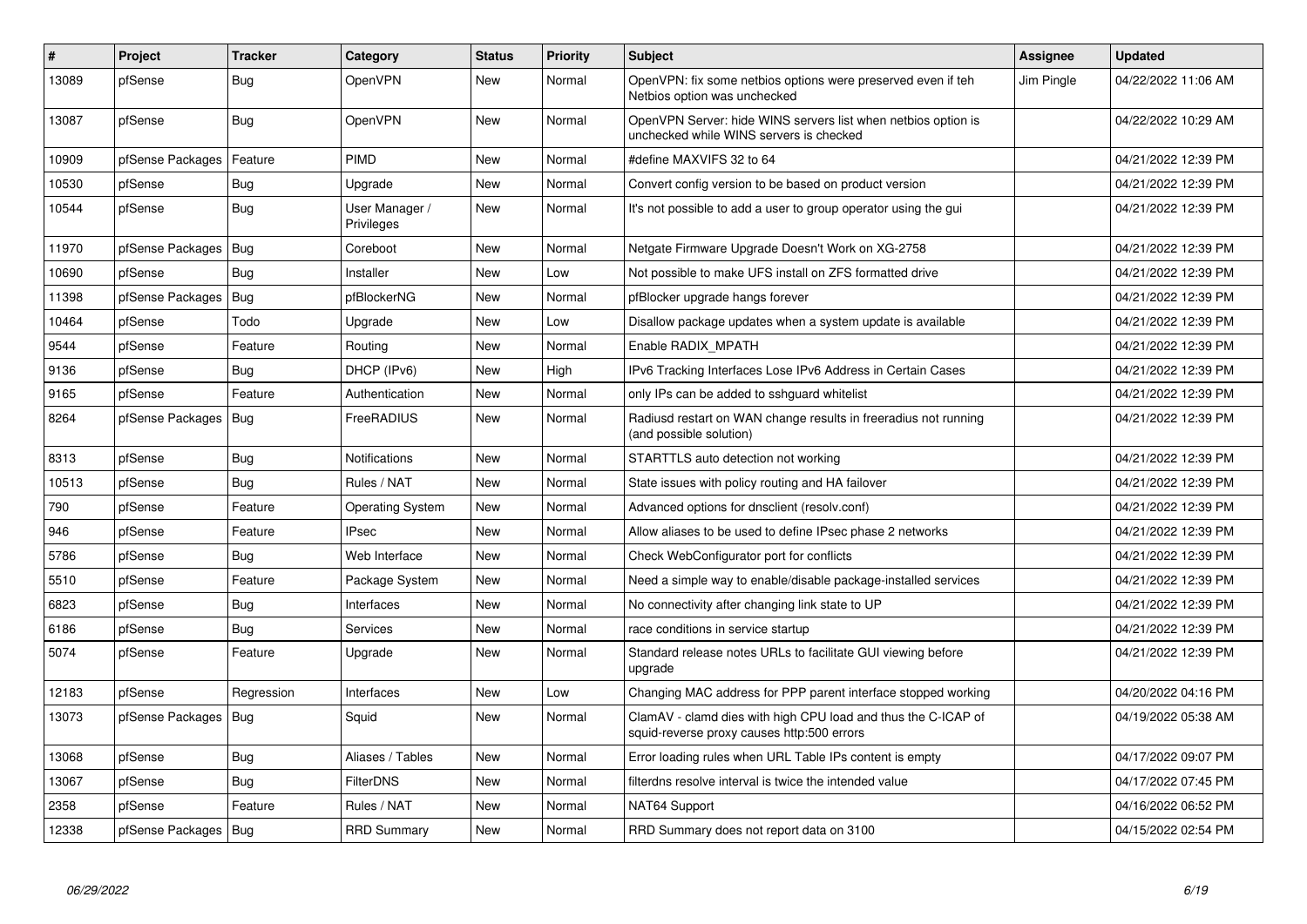| # | Project | Tracker | Category | Status | Priority | Subject | Assignee | Updated |
|---|---|---|---|---|---|---|---|---|
| 13089 | pfSense | Bug | OpenVPN | New | Normal | OpenVPN: fix some netbios options were preserved even if teh Netbios option was unchecked | Jim Pingle | 04/22/2022 11:06 AM |
| 13087 | pfSense | Bug | OpenVPN | New | Normal | OpenVPN Server: hide WINS servers list when netbios option is unchecked while WINS servers is checked | | 04/22/2022 10:29 AM |
| 10909 | pfSense Packages | Feature | PIMD | New | Normal | #define MAXVIFS 32 to 64 | | 04/21/2022 12:39 PM |
| 10530 | pfSense | Bug | Upgrade | New | Normal | Convert config version to be based on product version | | 04/21/2022 12:39 PM |
| 10544 | pfSense | Bug | User Manager / Privileges | New | Normal | It's not possible to add a user to group operator using the gui | | 04/21/2022 12:39 PM |
| 11970 | pfSense Packages | Bug | Coreboot | New | Normal | Netgate Firmware Upgrade Doesn't Work on XG-2758 | | 04/21/2022 12:39 PM |
| 10690 | pfSense | Bug | Installer | New | Low | Not possible to make UFS install on ZFS formatted drive | | 04/21/2022 12:39 PM |
| 11398 | pfSense Packages | Bug | pfBlockerNG | New | Normal | pfBlocker upgrade hangs forever | | 04/21/2022 12:39 PM |
| 10464 | pfSense | Todo | Upgrade | New | Low | Disallow package updates when a system update is available | | 04/21/2022 12:39 PM |
| 9544 | pfSense | Feature | Routing | New | Normal | Enable RADIX_MPATH | | 04/21/2022 12:39 PM |
| 9136 | pfSense | Bug | DHCP (IPv6) | New | High | IPv6 Tracking Interfaces Lose IPv6 Address in Certain Cases | | 04/21/2022 12:39 PM |
| 9165 | pfSense | Feature | Authentication | New | Normal | only IPs can be added to sshguard whitelist | | 04/21/2022 12:39 PM |
| 8264 | pfSense Packages | Bug | FreeRADIUS | New | Normal | Radiusd restart on WAN change results in freeradius not running (and possible solution) | | 04/21/2022 12:39 PM |
| 8313 | pfSense | Bug | Notifications | New | Normal | STARTTLS auto detection not working | | 04/21/2022 12:39 PM |
| 10513 | pfSense | Bug | Rules / NAT | New | Normal | State issues with policy routing and HA failover | | 04/21/2022 12:39 PM |
| 790 | pfSense | Feature | Operating System | New | Normal | Advanced options for dnsclient (resolv.conf) | | 04/21/2022 12:39 PM |
| 946 | pfSense | Feature | IPsec | New | Normal | Allow aliases to be used to define IPsec phase 2 networks | | 04/21/2022 12:39 PM |
| 5786 | pfSense | Bug | Web Interface | New | Normal | Check WebConfigurator port for conflicts | | 04/21/2022 12:39 PM |
| 5510 | pfSense | Feature | Package System | New | Normal | Need a simple way to enable/disable package-installed services | | 04/21/2022 12:39 PM |
| 6823 | pfSense | Bug | Interfaces | New | Normal | No connectivity after changing link state to UP | | 04/21/2022 12:39 PM |
| 6186 | pfSense | Bug | Services | New | Normal | race conditions in service startup | | 04/21/2022 12:39 PM |
| 5074 | pfSense | Feature | Upgrade | New | Normal | Standard release notes URLs to facilitate GUI viewing before upgrade | | 04/21/2022 12:39 PM |
| 12183 | pfSense | Regression | Interfaces | New | Low | Changing MAC address for PPP parent interface stopped working | | 04/20/2022 04:16 PM |
| 13073 | pfSense Packages | Bug | Squid | New | Normal | ClamAV - clamd dies with high CPU load and thus the C-ICAP of squid-reverse proxy causes http:500 errors | | 04/19/2022 05:38 AM |
| 13068 | pfSense | Bug | Aliases / Tables | New | Normal | Error loading rules when URL Table IPs content is empty | | 04/17/2022 09:07 PM |
| 13067 | pfSense | Bug | FilterDNS | New | Normal | filterdns resolve interval is twice the intended value | | 04/17/2022 07:45 PM |
| 2358 | pfSense | Feature | Rules / NAT | New | Normal | NAT64 Support | | 04/16/2022 06:52 PM |
| 12338 | pfSense Packages | Bug | RRD Summary | New | Normal | RRD Summary does not report data on 3100 | | 04/15/2022 02:54 PM |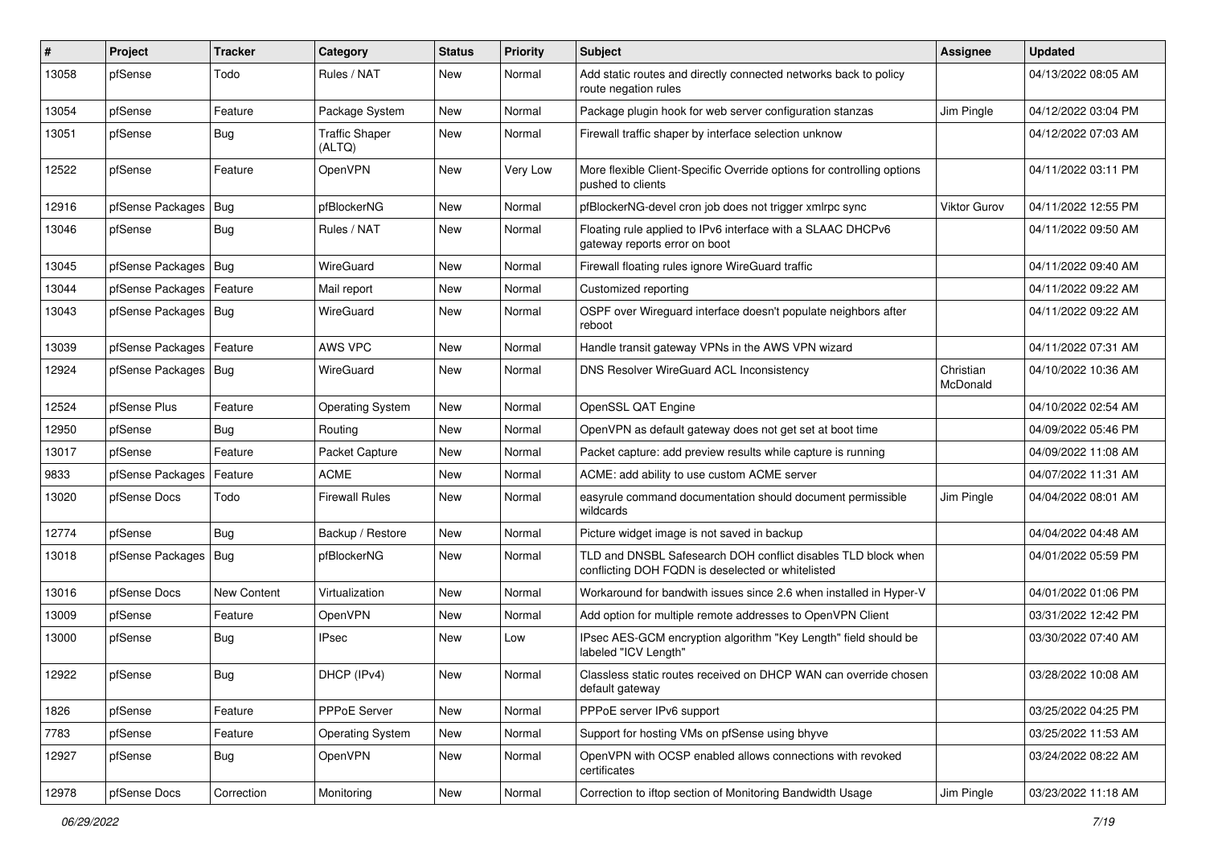| # | Project | Tracker | Category | Status | Priority | Subject | Assignee | Updated |
|---|---|---|---|---|---|---|---|---|
| 13058 | pfSense | Todo | Rules / NAT | New | Normal | Add static routes and directly connected networks back to policy route negation rules | | 04/13/2022 08:05 AM |
| 13054 | pfSense | Feature | Package System | New | Normal | Package plugin hook for web server configuration stanzas | Jim Pingle | 04/12/2022 03:04 PM |
| 13051 | pfSense | Bug | Traffic Shaper (ALTQ) | New | Normal | Firewall traffic shaper by interface selection unknow | | 04/12/2022 07:03 AM |
| 12522 | pfSense | Feature | OpenVPN | New | Very Low | More flexible Client-Specific Override options for controlling options pushed to clients | | 04/11/2022 03:11 PM |
| 12916 | pfSense Packages | Bug | pfBlockerNG | New | Normal | pfBlockerNG-devel cron job does not trigger xmlrpc sync | Viktor Gurov | 04/11/2022 12:55 PM |
| 13046 | pfSense | Bug | Rules / NAT | New | Normal | Floating rule applied to IPv6 interface with a SLAAC DHCPv6 gateway reports error on boot | | 04/11/2022 09:50 AM |
| 13045 | pfSense Packages | Bug | WireGuard | New | Normal | Firewall floating rules ignore WireGuard traffic | | 04/11/2022 09:40 AM |
| 13044 | pfSense Packages | Feature | Mail report | New | Normal | Customized reporting | | 04/11/2022 09:22 AM |
| 13043 | pfSense Packages | Bug | WireGuard | New | Normal | OSPF over Wireguard interface doesn't populate neighbors after reboot | | 04/11/2022 09:22 AM |
| 13039 | pfSense Packages | Feature | AWS VPC | New | Normal | Handle transit gateway VPNs in the AWS VPN wizard | | 04/11/2022 07:31 AM |
| 12924 | pfSense Packages | Bug | WireGuard | New | Normal | DNS Resolver WireGuard ACL Inconsistency | Christian McDonald | 04/10/2022 10:36 AM |
| 12524 | pfSense Plus | Feature | Operating System | New | Normal | OpenSSL QAT Engine | | 04/10/2022 02:54 AM |
| 12950 | pfSense | Bug | Routing | New | Normal | OpenVPN as default gateway does not get set at boot time | | 04/09/2022 05:46 PM |
| 13017 | pfSense | Feature | Packet Capture | New | Normal | Packet capture: add preview results while capture is running | | 04/09/2022 11:08 AM |
| 9833 | pfSense Packages | Feature | ACME | New | Normal | ACME: add ability to use custom ACME server | | 04/07/2022 11:31 AM |
| 13020 | pfSense Docs | Todo | Firewall Rules | New | Normal | easyrule command documentation should document permissible wildcards | Jim Pingle | 04/04/2022 08:01 AM |
| 12774 | pfSense | Bug | Backup / Restore | New | Normal | Picture widget image is not saved in backup | | 04/04/2022 04:48 AM |
| 13018 | pfSense Packages | Bug | pfBlockerNG | New | Normal | TLD and DNSBL Safesearch DOH conflict disables TLD block when conflicting DOH FQDN is deselected or whitelisted | | 04/01/2022 05:59 PM |
| 13016 | pfSense Docs | New Content | Virtualization | New | Normal | Workaround for bandwith issues since 2.6 when installed in Hyper-V | | 04/01/2022 01:06 PM |
| 13009 | pfSense | Feature | OpenVPN | New | Normal | Add option for multiple remote addresses to OpenVPN Client | | 03/31/2022 12:42 PM |
| 13000 | pfSense | Bug | IPsec | New | Low | IPsec AES-GCM encryption algorithm "Key Length" field should be labeled "ICV Length" | | 03/30/2022 07:40 AM |
| 12922 | pfSense | Bug | DHCP (IPv4) | New | Normal | Classless static routes received on DHCP WAN can override chosen default gateway | | 03/28/2022 10:08 AM |
| 1826 | pfSense | Feature | PPPoE Server | New | Normal | PPPoE server IPv6 support | | 03/25/2022 04:25 PM |
| 7783 | pfSense | Feature | Operating System | New | Normal | Support for hosting VMs on pfSense using bhyve | | 03/25/2022 11:53 AM |
| 12927 | pfSense | Bug | OpenVPN | New | Normal | OpenVPN with OCSP enabled allows connections with revoked certificates | | 03/24/2022 08:22 AM |
| 12978 | pfSense Docs | Correction | Monitoring | New | Normal | Correction to iftop section of Monitoring Bandwidth Usage | Jim Pingle | 03/23/2022 11:18 AM |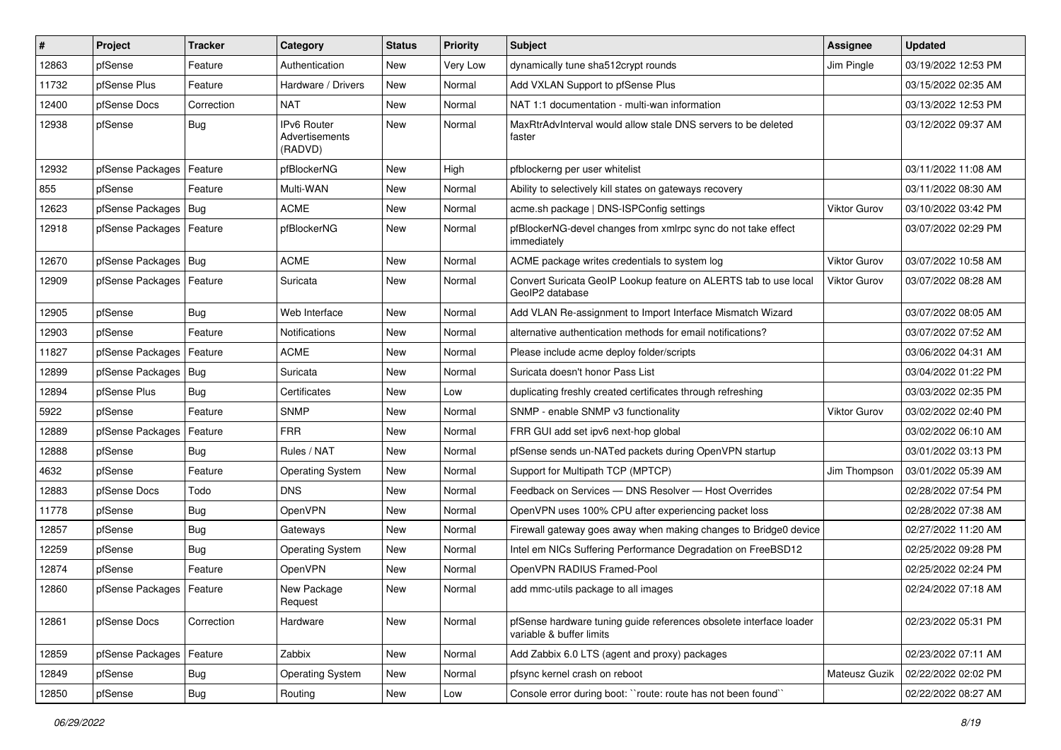| # | Project | Tracker | Category | Status | Priority | Subject | Assignee | Updated |
|---|---|---|---|---|---|---|---|---|
| 12863 | pfSense | Feature | Authentication | New | Very Low | dynamically tune sha512crypt rounds | Jim Pingle | 03/19/2022 12:53 PM |
| 11732 | pfSense Plus | Feature | Hardware / Drivers | New | Normal | Add VXLAN Support to pfSense Plus | | 03/15/2022 02:35 AM |
| 12400 | pfSense Docs | Correction | NAT | New | Normal | NAT 1:1 documentation - multi-wan information | | 03/13/2022 12:53 PM |
| 12938 | pfSense | Bug | IPv6 Router Advertisements (RADVD) | New | Normal | MaxRtrAdvInterval would allow stale DNS servers to be deleted faster | | 03/12/2022 09:37 AM |
| 12932 | pfSense Packages | Feature | pfBlockerNG | New | High | pfblockerng per user whitelist | | 03/11/2022 11:08 AM |
| 855 | pfSense | Feature | Multi-WAN | New | Normal | Ability to selectively kill states on gateways recovery | | 03/11/2022 08:30 AM |
| 12623 | pfSense Packages | Bug | ACME | New | Normal | acme.sh package \| DNS-ISPConfig settings | Viktor Gurov | 03/10/2022 03:42 PM |
| 12918 | pfSense Packages | Feature | pfBlockerNG | New | Normal | pfBlockerNG-devel changes from xmlrpc sync do not take effect immediately | | 03/07/2022 02:29 PM |
| 12670 | pfSense Packages | Bug | ACME | New | Normal | ACME package writes credentials to system log | Viktor Gurov | 03/07/2022 10:58 AM |
| 12909 | pfSense Packages | Feature | Suricata | New | Normal | Convert Suricata GeoIP Lookup feature on ALERTS tab to use local GeoIP2 database | Viktor Gurov | 03/07/2022 08:28 AM |
| 12905 | pfSense | Bug | Web Interface | New | Normal | Add VLAN Re-assignment to Import Interface Mismatch Wizard | | 03/07/2022 08:05 AM |
| 12903 | pfSense | Feature | Notifications | New | Normal | alternative authentication methods for email notifications? | | 03/07/2022 07:52 AM |
| 11827 | pfSense Packages | Feature | ACME | New | Normal | Please include acme deploy folder/scripts | | 03/06/2022 04:31 AM |
| 12899 | pfSense Packages | Bug | Suricata | New | Normal | Suricata doesn't honor Pass List | | 03/04/2022 01:22 PM |
| 12894 | pfSense Plus | Bug | Certificates | New | Low | duplicating freshly created certificates through refreshing | | 03/03/2022 02:35 PM |
| 5922 | pfSense | Feature | SNMP | New | Normal | SNMP - enable SNMP v3 functionality | Viktor Gurov | 03/02/2022 02:40 PM |
| 12889 | pfSense Packages | Feature | FRR | New | Normal | FRR GUI add set ipv6 next-hop global | | 03/02/2022 06:10 AM |
| 12888 | pfSense | Bug | Rules / NAT | New | Normal | pfSense sends un-NATed packets during OpenVPN startup | | 03/01/2022 03:13 PM |
| 4632 | pfSense | Feature | Operating System | New | Normal | Support for Multipath TCP (MPTCP) | Jim Thompson | 03/01/2022 05:39 AM |
| 12883 | pfSense Docs | Todo | DNS | New | Normal | Feedback on Services — DNS Resolver — Host Overrides | | 02/28/2022 07:54 PM |
| 11778 | pfSense | Bug | OpenVPN | New | Normal | OpenVPN uses 100% CPU after experiencing packet loss | | 02/28/2022 07:38 AM |
| 12857 | pfSense | Bug | Gateways | New | Normal | Firewall gateway goes away when making changes to Bridge0 device | | 02/27/2022 11:20 AM |
| 12259 | pfSense | Bug | Operating System | New | Normal | Intel em NICs Suffering Performance Degradation on FreeBSD12 | | 02/25/2022 09:28 PM |
| 12874 | pfSense | Feature | OpenVPN | New | Normal | OpenVPN RADIUS Framed-Pool | | 02/25/2022 02:24 PM |
| 12860 | pfSense Packages | Feature | New Package Request | New | Normal | add mmc-utils package to all images | | 02/24/2022 07:18 AM |
| 12861 | pfSense Docs | Correction | Hardware | New | Normal | pfSense hardware tuning guide references obsolete interface loader variable & buffer limits | | 02/23/2022 05:31 PM |
| 12859 | pfSense Packages | Feature | Zabbix | New | Normal | Add Zabbix 6.0 LTS (agent and proxy) packages | | 02/23/2022 07:11 AM |
| 12849 | pfSense | Bug | Operating System | New | Normal | pfsync kernel crash on reboot | Mateusz Guzik | 02/22/2022 02:02 PM |
| 12850 | pfSense | Bug | Routing | New | Low | Console error during boot: ``route: route has not been found`` | | 02/22/2022 08:27 AM |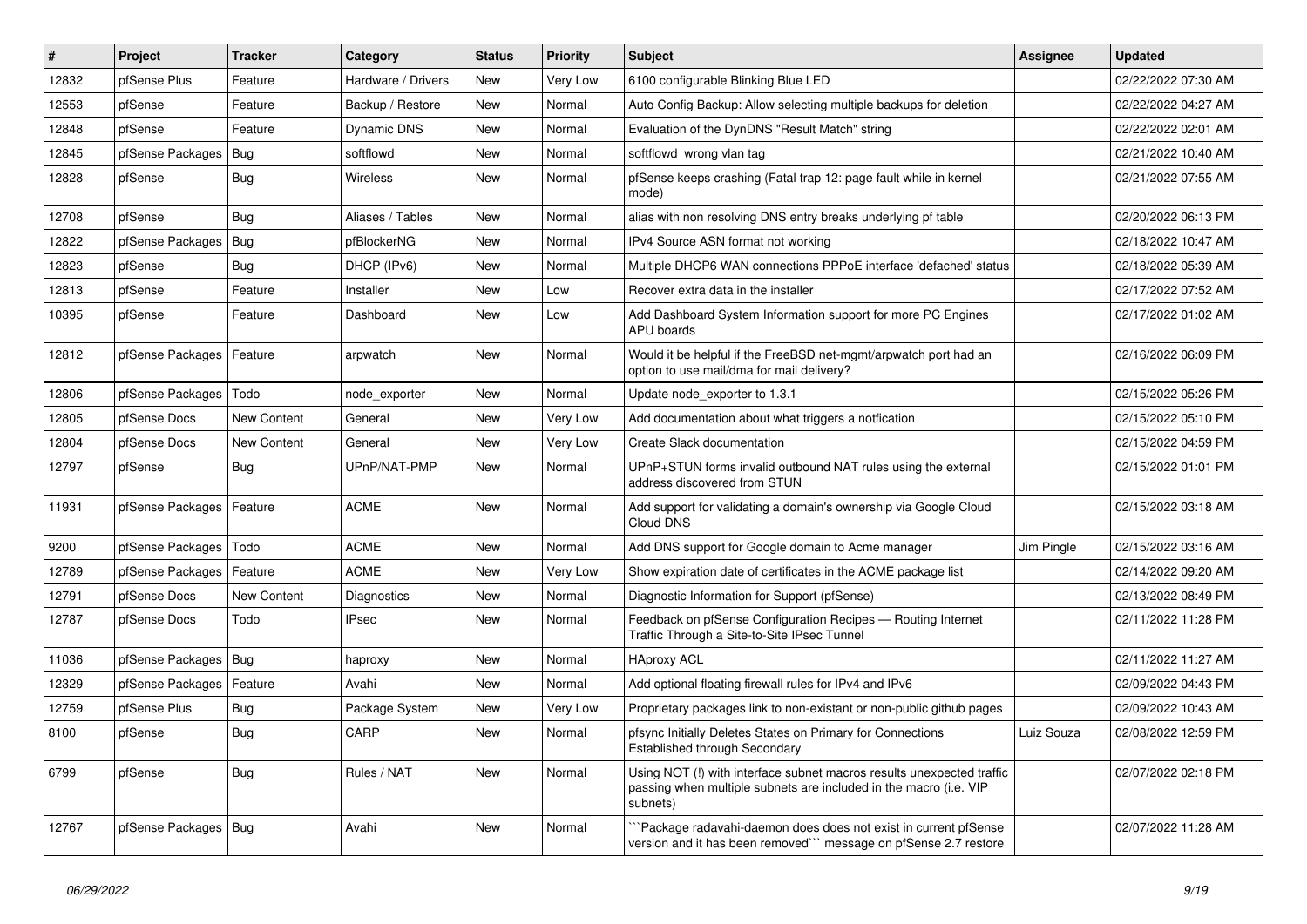| # | Project | Tracker | Category | Status | Priority | Subject | Assignee | Updated |
|---|---|---|---|---|---|---|---|---|
| 12832 | pfSense Plus | Feature | Hardware / Drivers | New | Very Low | 6100 configurable Blinking Blue LED | | 02/22/2022 07:30 AM |
| 12553 | pfSense | Feature | Backup / Restore | New | Normal | Auto Config Backup: Allow selecting multiple backups for deletion | | 02/22/2022 04:27 AM |
| 12848 | pfSense | Feature | Dynamic DNS | New | Normal | Evaluation of the DynDNS "Result Match" string | | 02/22/2022 02:01 AM |
| 12845 | pfSense Packages | Bug | softflowd | New | Normal | softflowd wrong vlan tag | | 02/21/2022 10:40 AM |
| 12828 | pfSense | Bug | Wireless | New | Normal | pfSense keeps crashing (Fatal trap 12: page fault while in kernel mode) | | 02/21/2022 07:55 AM |
| 12708 | pfSense | Bug | Aliases / Tables | New | Normal | alias with non resolving DNS entry breaks underlying pf table | | 02/20/2022 06:13 PM |
| 12822 | pfSense Packages | Bug | pfBlockerNG | New | Normal | IPv4 Source ASN format not working | | 02/18/2022 10:47 AM |
| 12823 | pfSense | Bug | DHCP (IPv6) | New | Normal | Multiple DHCP6 WAN connections PPPoE interface 'defached' status | | 02/18/2022 05:39 AM |
| 12813 | pfSense | Feature | Installer | New | Low | Recover extra data in the installer | | 02/17/2022 07:52 AM |
| 10395 | pfSense | Feature | Dashboard | New | Low | Add Dashboard System Information support for more PC Engines APU boards | | 02/17/2022 01:02 AM |
| 12812 | pfSense Packages | Feature | arpwatch | New | Normal | Would it be helpful if the FreeBSD net-mgmt/arpwatch port had an option to use mail/dma for mail delivery? | | 02/16/2022 06:09 PM |
| 12806 | pfSense Packages | Todo | node_exporter | New | Normal | Update node_exporter to 1.3.1 | | 02/15/2022 05:26 PM |
| 12805 | pfSense Docs | New Content | General | New | Very Low | Add documentation about what triggers a notfication | | 02/15/2022 05:10 PM |
| 12804 | pfSense Docs | New Content | General | New | Very Low | Create Slack documentation | | 02/15/2022 04:59 PM |
| 12797 | pfSense | Bug | UPnP/NAT-PMP | New | Normal | UPnP+STUN forms invalid outbound NAT rules using the external address discovered from STUN | | 02/15/2022 01:01 PM |
| 11931 | pfSense Packages | Feature | ACME | New | Normal | Add support for validating a domain's ownership via Google Cloud Cloud DNS | | 02/15/2022 03:18 AM |
| 9200 | pfSense Packages | Todo | ACME | New | Normal | Add DNS support for Google domain to Acme manager | Jim Pingle | 02/15/2022 03:16 AM |
| 12789 | pfSense Packages | Feature | ACME | New | Very Low | Show expiration date of certificates in the ACME package list | | 02/14/2022 09:20 AM |
| 12791 | pfSense Docs | New Content | Diagnostics | New | Normal | Diagnostic Information for Support (pfSense) | | 02/13/2022 08:49 PM |
| 12787 | pfSense Docs | Todo | IPsec | New | Normal | Feedback on pfSense Configuration Recipes — Routing Internet Traffic Through a Site-to-Site IPsec Tunnel | | 02/11/2022 11:28 PM |
| 11036 | pfSense Packages | Bug | haproxy | New | Normal | HAproxy ACL | | 02/11/2022 11:27 AM |
| 12329 | pfSense Packages | Feature | Avahi | New | Normal | Add optional floating firewall rules for IPv4 and IPv6 | | 02/09/2022 04:43 PM |
| 12759 | pfSense Plus | Bug | Package System | New | Very Low | Proprietary packages link to non-existant or non-public github pages | | 02/09/2022 10:43 AM |
| 8100 | pfSense | Bug | CARP | New | Normal | pfsync Initially Deletes States on Primary for Connections Established through Secondary | Luiz Souza | 02/08/2022 12:59 PM |
| 6799 | pfSense | Bug | Rules / NAT | New | Normal | Using NOT (!) with interface subnet macros results unexpected traffic passing when multiple subnets are included in the macro (i.e. VIP subnets) | | 02/07/2022 02:18 PM |
| 12767 | pfSense Packages | Bug | Avahi | New | Normal | ```Package radavahi-daemon does does not exist in current pfSense version and it has been removed``` message on pfSense 2.7 restore | | 02/07/2022 11:28 AM |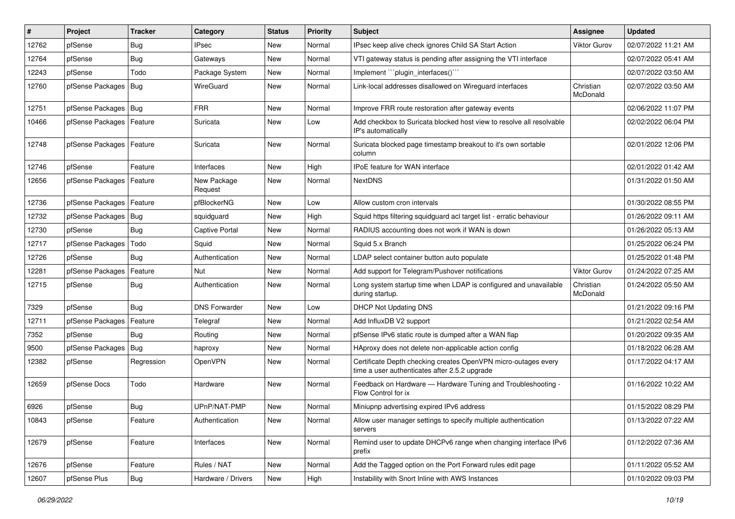| # | Project | Tracker | Category | Status | Priority | Subject | Assignee | Updated |
|---|---|---|---|---|---|---|---|---|
| 12762 | pfSense | Bug | IPsec | New | Normal | IPsec keep alive check ignores Child SA Start Action | Viktor Gurov | 02/07/2022 11:21 AM |
| 12764 | pfSense | Bug | Gateways | New | Normal | VTI gateway status is pending after assigning the VTI interface | | 02/07/2022 05:41 AM |
| 12243 | pfSense | Todo | Package System | New | Normal | Implement ```plugin_interfaces()``` | | 02/07/2022 03:50 AM |
| 12760 | pfSense Packages | Bug | WireGuard | New | Normal | Link-local addresses disallowed on Wireguard interfaces | Christian McDonald | 02/07/2022 03:50 AM |
| 12751 | pfSense Packages | Bug | FRR | New | Normal | Improve FRR route restoration after gateway events | | 02/06/2022 11:07 PM |
| 10466 | pfSense Packages | Feature | Suricata | New | Low | Add checkbox to Suricata blocked host view to resolve all resolvable IP's automatically | | 02/02/2022 06:04 PM |
| 12748 | pfSense Packages | Feature | Suricata | New | Normal | Suricata blocked page timestamp breakout to it's own sortable column | | 02/01/2022 12:06 PM |
| 12746 | pfSense | Feature | Interfaces | New | High | IPoE feature for WAN interface | | 02/01/2022 01:42 AM |
| 12656 | pfSense Packages | Feature | New Package Request | New | Normal | NextDNS | | 01/31/2022 01:50 AM |
| 12736 | pfSense Packages | Feature | pfBlockerNG | New | Low | Allow custom cron intervals | | 01/30/2022 08:55 PM |
| 12732 | pfSense Packages | Bug | squidguard | New | High | Squid https filtering squidguard acl target list - erratic behaviour | | 01/26/2022 09:11 AM |
| 12730 | pfSense | Bug | Captive Portal | New | Normal | RADIUS accounting does not work if WAN is down | | 01/26/2022 05:13 AM |
| 12717 | pfSense Packages | Todo | Squid | New | Normal | Squid 5.x Branch | | 01/25/2022 06:24 PM |
| 12726 | pfSense | Bug | Authentication | New | Normal | LDAP select container button auto populate | | 01/25/2022 01:48 PM |
| 12281 | pfSense Packages | Feature | Nut | New | Normal | Add support for Telegram/Pushover notifications | Viktor Gurov | 01/24/2022 07:25 AM |
| 12715 | pfSense | Bug | Authentication | New | Normal | Long system startup time when LDAP is configured and unavailable during startup. | Christian McDonald | 01/24/2022 05:50 AM |
| 7329 | pfSense | Bug | DNS Forwarder | New | Low | DHCP Not Updating DNS | | 01/21/2022 09:16 PM |
| 12711 | pfSense Packages | Feature | Telegraf | New | Normal | Add InfluxDB V2 support | | 01/21/2022 02:54 AM |
| 7352 | pfSense | Bug | Routing | New | Normal | pfSense IPv6 static route is dumped after a WAN flap | | 01/20/2022 09:35 AM |
| 9500 | pfSense Packages | Bug | haproxy | New | Normal | HAproxy does not delete non-applicable action config | | 01/18/2022 06:28 AM |
| 12382 | pfSense | Regression | OpenVPN | New | Normal | Certificate Depth checking creates OpenVPN micro-outages every time a user authenticates after 2.5.2 upgrade | | 01/17/2022 04:17 AM |
| 12659 | pfSense Docs | Todo | Hardware | New | Normal | Feedback on Hardware — Hardware Tuning and Troubleshooting - Flow Control for ix | | 01/16/2022 10:22 AM |
| 6926 | pfSense | Bug | UPnP/NAT-PMP | New | Normal | Miniupnp advertising expired IPv6 address | | 01/15/2022 08:29 PM |
| 10843 | pfSense | Feature | Authentication | New | Normal | Allow user manager settings to specify multiple authentication servers | | 01/13/2022 07:22 AM |
| 12679 | pfSense | Feature | Interfaces | New | Normal | Remind user to update DHCPv6 range when changing interface IPv6 prefix | | 01/12/2022 07:36 AM |
| 12676 | pfSense | Feature | Rules / NAT | New | Normal | Add the Tagged option on the Port Forward rules edit page | | 01/11/2022 05:52 AM |
| 12607 | pfSense Plus | Bug | Hardware / Drivers | New | High | Instability with Snort Inline with AWS Instances | | 01/10/2022 09:03 PM |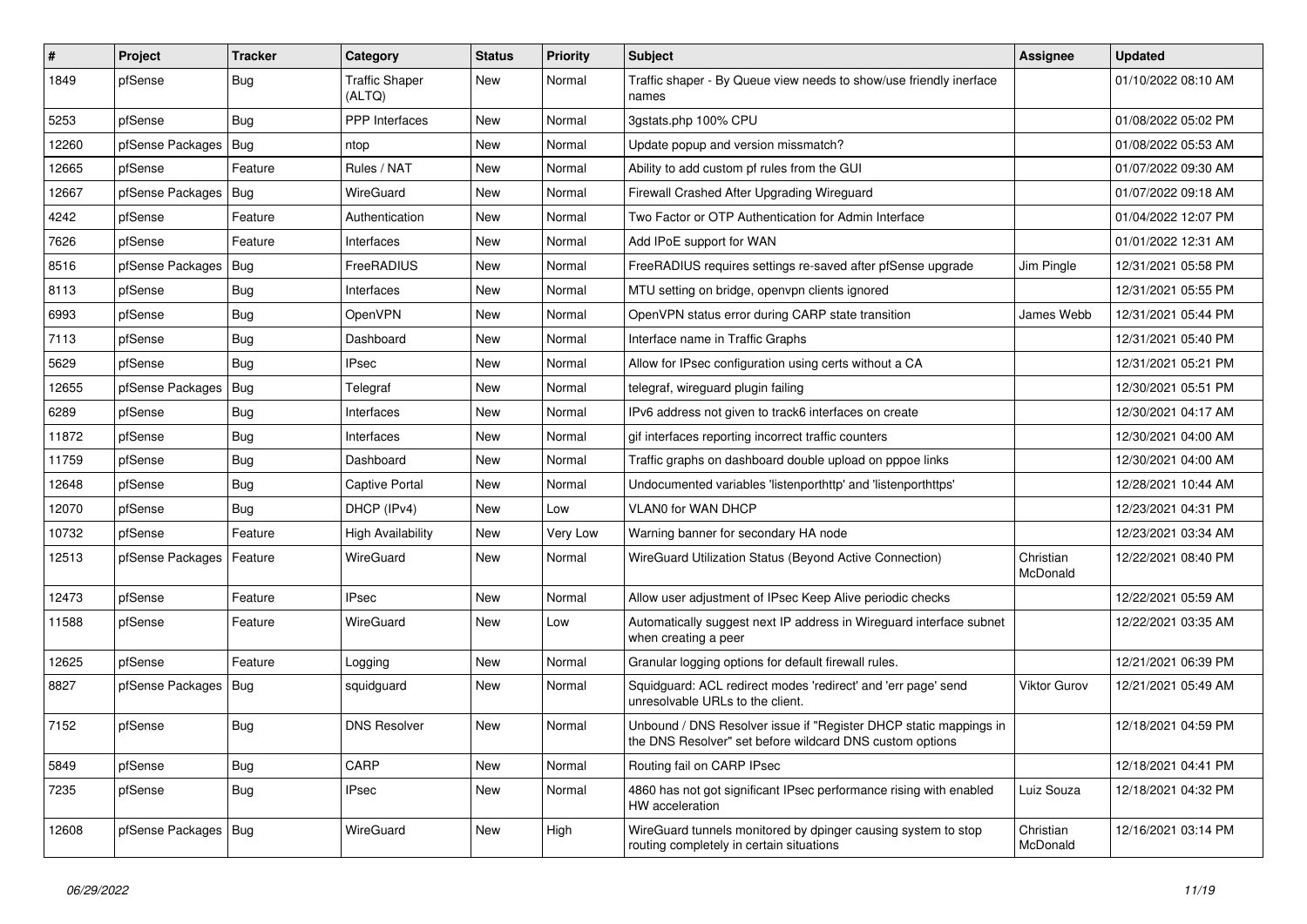| # | Project | Tracker | Category | Status | Priority | Subject | Assignee | Updated |
|---|---|---|---|---|---|---|---|---|
| 1849 | pfSense | Bug | Traffic Shaper (ALTQ) | New | Normal | Traffic shaper - By Queue view needs to show/use friendly inerface names | | 01/10/2022 08:10 AM |
| 5253 | pfSense | Bug | PPP Interfaces | New | Normal | 3gstats.php 100% CPU | | 01/08/2022 05:02 PM |
| 12260 | pfSense Packages | Bug | ntop | New | Normal | Update popup and version missmatch? | | 01/08/2022 05:53 AM |
| 12665 | pfSense | Feature | Rules / NAT | New | Normal | Ability to add custom pf rules from the GUI | | 01/07/2022 09:30 AM |
| 12667 | pfSense Packages | Bug | WireGuard | New | Normal | Firewall Crashed After Upgrading Wireguard | | 01/07/2022 09:18 AM |
| 4242 | pfSense | Feature | Authentication | New | Normal | Two Factor or OTP Authentication for Admin Interface | | 01/04/2022 12:07 PM |
| 7626 | pfSense | Feature | Interfaces | New | Normal | Add IPoE support for WAN | | 01/01/2022 12:31 AM |
| 8516 | pfSense Packages | Bug | FreeRADIUS | New | Normal | FreeRADIUS requires settings re-saved after pfSense upgrade | Jim Pingle | 12/31/2021 05:58 PM |
| 8113 | pfSense | Bug | Interfaces | New | Normal | MTU setting on bridge, openvpn clients ignored | | 12/31/2021 05:55 PM |
| 6993 | pfSense | Bug | OpenVPN | New | Normal | OpenVPN status error during CARP state transition | James Webb | 12/31/2021 05:44 PM |
| 7113 | pfSense | Bug | Dashboard | New | Normal | Interface name in Traffic Graphs | | 12/31/2021 05:40 PM |
| 5629 | pfSense | Bug | IPsec | New | Normal | Allow for IPsec configuration using certs without a CA | | 12/31/2021 05:21 PM |
| 12655 | pfSense Packages | Bug | Telegraf | New | Normal | telegraf, wireguard plugin failing | | 12/30/2021 05:51 PM |
| 6289 | pfSense | Bug | Interfaces | New | Normal | IPv6 address not given to track6 interfaces on create | | 12/30/2021 04:17 AM |
| 11872 | pfSense | Bug | Interfaces | New | Normal | gif interfaces reporting incorrect traffic counters | | 12/30/2021 04:00 AM |
| 11759 | pfSense | Bug | Dashboard | New | Normal | Traffic graphs on dashboard double upload on pppoe links | | 12/30/2021 04:00 AM |
| 12648 | pfSense | Bug | Captive Portal | New | Normal | Undocumented variables 'listenporthttp' and 'listenporthttps' | | 12/28/2021 10:44 AM |
| 12070 | pfSense | Bug | DHCP (IPv4) | New | Low | VLAN0 for WAN DHCP | | 12/23/2021 04:31 PM |
| 10732 | pfSense | Feature | High Availability | New | Very Low | Warning banner for secondary HA node | | 12/23/2021 03:34 AM |
| 12513 | pfSense Packages | Feature | WireGuard | New | Normal | WireGuard Utilization Status (Beyond Active Connection) | Christian McDonald | 12/22/2021 08:40 PM |
| 12473 | pfSense | Feature | IPsec | New | Normal | Allow user adjustment of IPsec Keep Alive periodic checks | | 12/22/2021 05:59 AM |
| 11588 | pfSense | Feature | WireGuard | New | Low | Automatically suggest next IP address in Wireguard interface subnet when creating a peer | | 12/22/2021 03:35 AM |
| 12625 | pfSense | Feature | Logging | New | Normal | Granular logging options for default firewall rules. | | 12/21/2021 06:39 PM |
| 8827 | pfSense Packages | Bug | squidguard | New | Normal | Squidguard: ACL redirect modes 'redirect' and 'err page' send unresolvable URLs to the client. | Viktor Gurov | 12/21/2021 05:49 AM |
| 7152 | pfSense | Bug | DNS Resolver | New | Normal | Unbound / DNS Resolver issue if "Register DHCP static mappings in the DNS Resolver" set before wildcard DNS custom options | | 12/18/2021 04:59 PM |
| 5849 | pfSense | Bug | CARP | New | Normal | Routing fail on CARP IPsec | | 12/18/2021 04:41 PM |
| 7235 | pfSense | Bug | IPsec | New | Normal | 4860 has not got significant IPsec performance rising with enabled HW acceleration | Luiz Souza | 12/18/2021 04:32 PM |
| 12608 | pfSense Packages | Bug | WireGuard | New | High | WireGuard tunnels monitored by dpinger causing system to stop routing completely in certain situations | Christian McDonald | 12/16/2021 03:14 PM |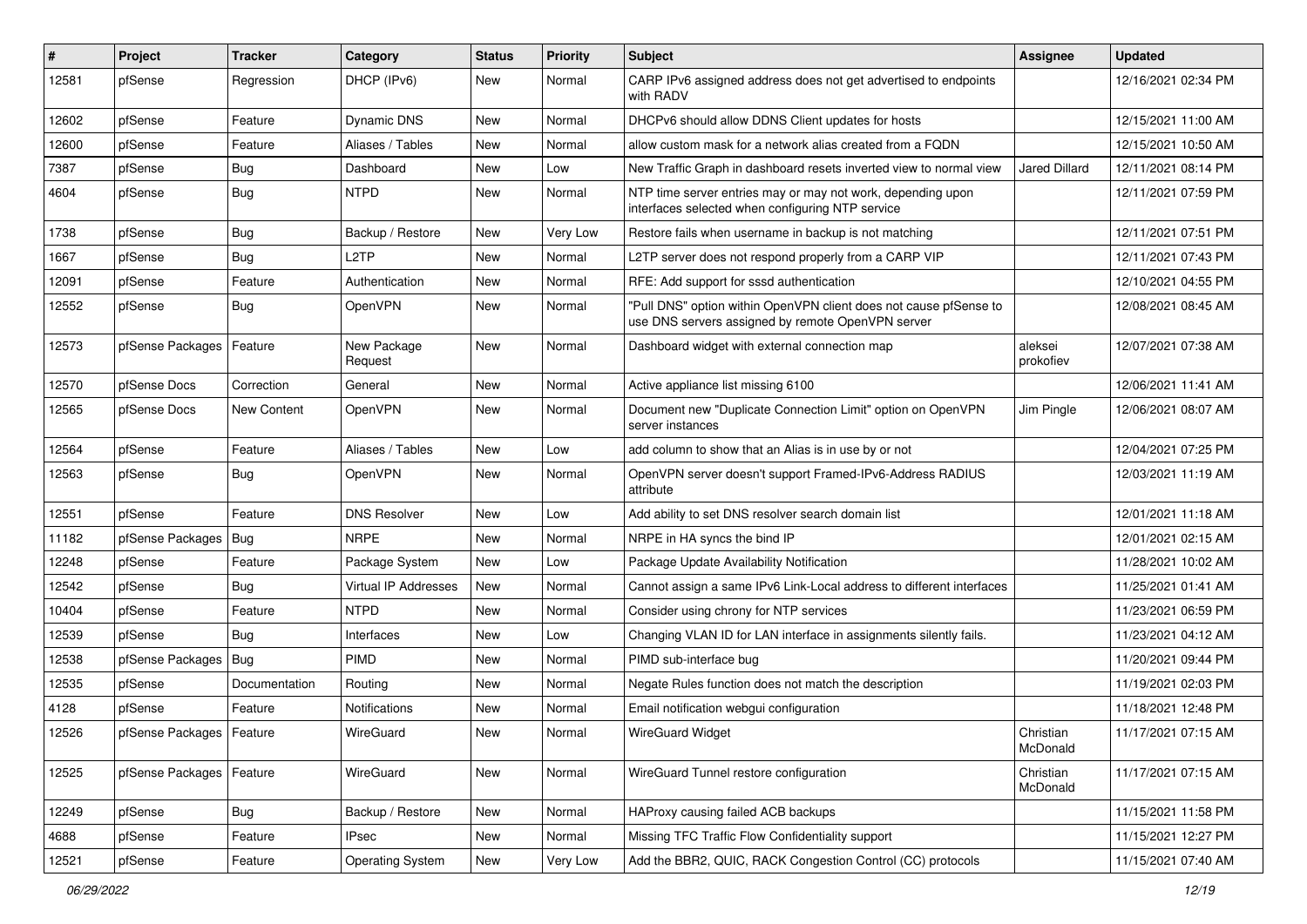| # | Project | Tracker | Category | Status | Priority | Subject | Assignee | Updated |
|---|---|---|---|---|---|---|---|---|
| 12581 | pfSense | Regression | DHCP (IPv6) | New | Normal | CARP IPv6 assigned address does not get advertised to endpoints with RADV | | 12/16/2021 02:34 PM |
| 12602 | pfSense | Feature | Dynamic DNS | New | Normal | DHCPv6 should allow DDNS Client updates for hosts | | 12/15/2021 11:00 AM |
| 12600 | pfSense | Feature | Aliases / Tables | New | Normal | allow custom mask for a network alias created from a FQDN | | 12/15/2021 10:50 AM |
| 7387 | pfSense | Bug | Dashboard | New | Low | New Traffic Graph in dashboard resets inverted view to normal view | Jared Dillard | 12/11/2021 08:14 PM |
| 4604 | pfSense | Bug | NTPD | New | Normal | NTP time server entries may or may not work, depending upon interfaces selected when configuring NTP service | | 12/11/2021 07:59 PM |
| 1738 | pfSense | Bug | Backup / Restore | New | Very Low | Restore fails when username in backup is not matching | | 12/11/2021 07:51 PM |
| 1667 | pfSense | Bug | L2TP | New | Normal | L2TP server does not respond properly from a CARP VIP | | 12/11/2021 07:43 PM |
| 12091 | pfSense | Feature | Authentication | New | Normal | RFE: Add support for sssd authentication | | 12/10/2021 04:55 PM |
| 12552 | pfSense | Bug | OpenVPN | New | Normal | "Pull DNS" option within OpenVPN client does not cause pfSense to use DNS servers assigned by remote OpenVPN server | | 12/08/2021 08:45 AM |
| 12573 | pfSense Packages | Feature | New Package Request | New | Normal | Dashboard widget with external connection map | aleksei prokofiev | 12/07/2021 07:38 AM |
| 12570 | pfSense Docs | Correction | General | New | Normal | Active appliance list missing 6100 | | 12/06/2021 11:41 AM |
| 12565 | pfSense Docs | New Content | OpenVPN | New | Normal | Document new "Duplicate Connection Limit" option on OpenVPN server instances | Jim Pingle | 12/06/2021 08:07 AM |
| 12564 | pfSense | Feature | Aliases / Tables | New | Low | add column to show that an Alias is in use by or not | | 12/04/2021 07:25 PM |
| 12563 | pfSense | Bug | OpenVPN | New | Normal | OpenVPN server doesn't support Framed-IPv6-Address RADIUS attribute | | 12/03/2021 11:19 AM |
| 12551 | pfSense | Feature | DNS Resolver | New | Low | Add ability to set DNS resolver search domain list | | 12/01/2021 11:18 AM |
| 11182 | pfSense Packages | Bug | NRPE | New | Normal | NRPE in HA syncs the bind IP | | 12/01/2021 02:15 AM |
| 12248 | pfSense | Feature | Package System | New | Low | Package Update Availability Notification | | 11/28/2021 10:02 AM |
| 12542 | pfSense | Bug | Virtual IP Addresses | New | Normal | Cannot assign a same IPv6 Link-Local address to different interfaces | | 11/25/2021 01:41 AM |
| 10404 | pfSense | Feature | NTPD | New | Normal | Consider using chrony for NTP services | | 11/23/2021 06:59 PM |
| 12539 | pfSense | Bug | Interfaces | New | Low | Changing VLAN ID for LAN interface in assignments silently fails. | | 11/23/2021 04:12 AM |
| 12538 | pfSense Packages | Bug | PIMD | New | Normal | PIMD sub-interface bug | | 11/20/2021 09:44 PM |
| 12535 | pfSense | Documentation | Routing | New | Normal | Negate Rules function does not match the description | | 11/19/2021 02:03 PM |
| 4128 | pfSense | Feature | Notifications | New | Normal | Email notification webgui configuration | | 11/18/2021 12:48 PM |
| 12526 | pfSense Packages | Feature | WireGuard | New | Normal | WireGuard Widget | Christian McDonald | 11/17/2021 07:15 AM |
| 12525 | pfSense Packages | Feature | WireGuard | New | Normal | WireGuard Tunnel restore configuration | Christian McDonald | 11/17/2021 07:15 AM |
| 12249 | pfSense | Bug | Backup / Restore | New | Normal | HAProxy causing failed ACB backups | | 11/15/2021 11:58 PM |
| 4688 | pfSense | Feature | IPsec | New | Normal | Missing TFC Traffic Flow Confidentiality support | | 11/15/2021 12:27 PM |
| 12521 | pfSense | Feature | Operating System | New | Very Low | Add the BBR2, QUIC, RACK Congestion Control (CC) protocols | | 11/15/2021 07:40 AM |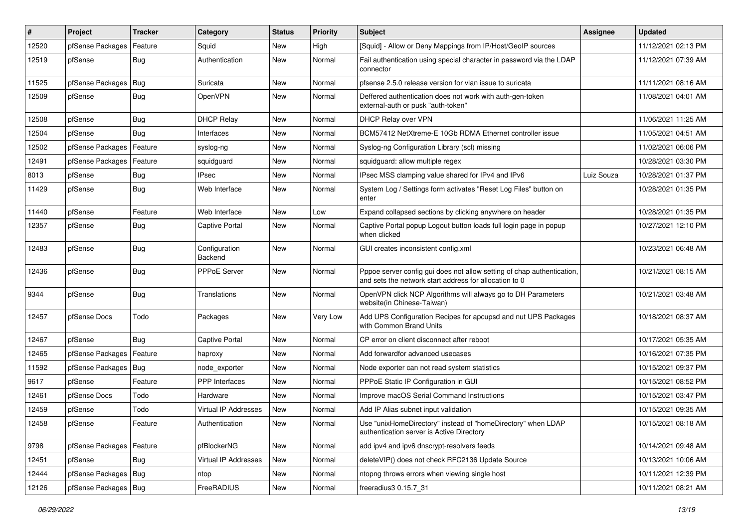| # | Project | Tracker | Category | Status | Priority | Subject | Assignee | Updated |
|---|---|---|---|---|---|---|---|---|
| 12520 | pfSense Packages | Feature | Squid | New | High | [Squid] - Allow or Deny Mappings from IP/Host/GeoIP sources | | 11/12/2021 02:13 PM |
| 12519 | pfSense | Bug | Authentication | New | Normal | Fail authentication using special character in password via the LDAP connector | | 11/12/2021 07:39 AM |
| 11525 | pfSense Packages | Bug | Suricata | New | Normal | pfsense 2.5.0 release version for vlan issue to suricata | | 11/11/2021 08:16 AM |
| 12509 | pfSense | Bug | OpenVPN | New | Normal | Deffered authentication does not work with auth-gen-token external-auth or pusk "auth-token" | | 11/08/2021 04:01 AM |
| 12508 | pfSense | Bug | DHCP Relay | New | Normal | DHCP Relay over VPN | | 11/06/2021 11:25 AM |
| 12504 | pfSense | Bug | Interfaces | New | Normal | BCM57412 NetXtreme-E 10Gb RDMA Ethernet controller issue | | 11/05/2021 04:51 AM |
| 12502 | pfSense Packages | Feature | syslog-ng | New | Normal | Syslog-ng Configuration Library (scl) missing | | 11/02/2021 06:06 PM |
| 12491 | pfSense Packages | Feature | squidguard | New | Normal | squidguard: allow multiple regex | | 10/28/2021 03:30 PM |
| 8013 | pfSense | Bug | IPsec | New | Normal | IPsec MSS clamping value shared for IPv4 and IPv6 | Luiz Souza | 10/28/2021 01:37 PM |
| 11429 | pfSense | Bug | Web Interface | New | Normal | System Log / Settings form activates "Reset Log Files" button on enter | | 10/28/2021 01:35 PM |
| 11440 | pfSense | Feature | Web Interface | New | Low | Expand collapsed sections by clicking anywhere on header | | 10/28/2021 01:35 PM |
| 12357 | pfSense | Bug | Captive Portal | New | Normal | Captive Portal popup Logout button loads full login page in popup when clicked | | 10/27/2021 12:10 PM |
| 12483 | pfSense | Bug | Configuration Backend | New | Normal | GUI creates inconsistent config.xml | | 10/23/2021 06:48 AM |
| 12436 | pfSense | Bug | PPPoE Server | New | Normal | Pppoe server config gui does not allow setting of chap authentication, and sets the network start address for allocation to 0 | | 10/21/2021 08:15 AM |
| 9344 | pfSense | Bug | Translations | New | Normal | OpenVPN click NCP Algorithms will always go to DH Parameters website(in Chinese-Taiwan) | | 10/21/2021 03:48 AM |
| 12457 | pfSense Docs | Todo | Packages | New | Very Low | Add UPS Configuration Recipes for apcupsd and nut UPS Packages with Common Brand Units | | 10/18/2021 08:37 AM |
| 12467 | pfSense | Bug | Captive Portal | New | Normal | CP error on client disconnect after reboot | | 10/17/2021 05:35 AM |
| 12465 | pfSense Packages | Feature | haproxy | New | Normal | Add forwardfor advanced usecases | | 10/16/2021 07:35 PM |
| 11592 | pfSense Packages | Bug | node_exporter | New | Normal | Node exporter can not read system statistics | | 10/15/2021 09:37 PM |
| 9617 | pfSense | Feature | PPP Interfaces | New | Normal | PPPoE Static IP Configuration in GUI | | 10/15/2021 08:52 PM |
| 12461 | pfSense Docs | Todo | Hardware | New | Normal | Improve macOS Serial Command Instructions | | 10/15/2021 03:47 PM |
| 12459 | pfSense | Todo | Virtual IP Addresses | New | Normal | Add IP Alias subnet input validation | | 10/15/2021 09:35 AM |
| 12458 | pfSense | Feature | Authentication | New | Normal | Use "unixHomeDirectory" instead of "homeDirectory" when LDAP authentication server is Active Directory | | 10/15/2021 08:18 AM |
| 9798 | pfSense Packages | Feature | pfBlockerNG | New | Normal | add ipv4 and ipv6 dnscrypt-resolvers feeds | | 10/14/2021 09:48 AM |
| 12451 | pfSense | Bug | Virtual IP Addresses | New | Normal | deleteVIP() does not check RFC2136 Update Source | | 10/13/2021 10:06 AM |
| 12444 | pfSense Packages | Bug | ntop | New | Normal | ntopng throws errors when viewing single host | | 10/11/2021 12:39 PM |
| 12126 | pfSense Packages | Bug | FreeRADIUS | New | Normal | freeradius3 0.15.7_31 | | 10/11/2021 08:21 AM |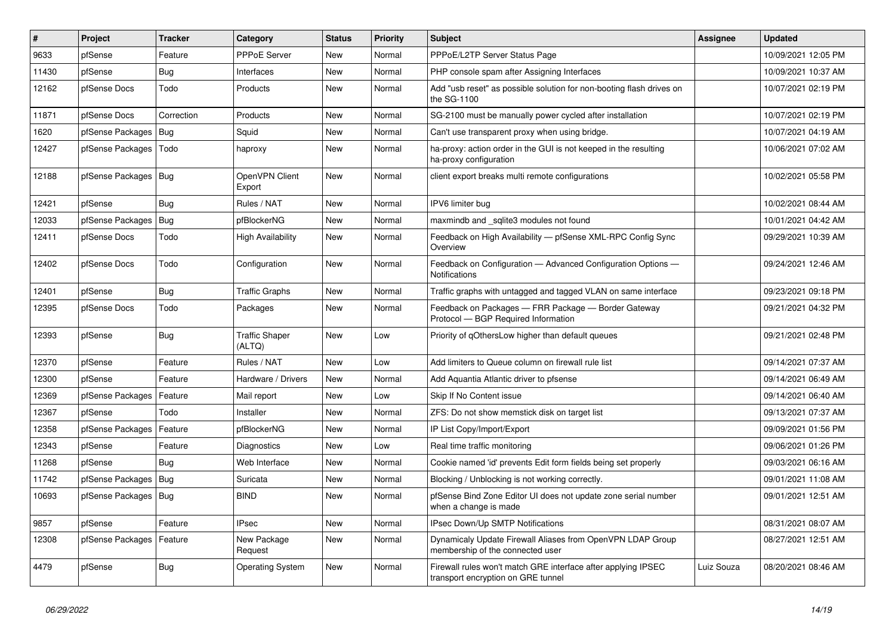| # | Project | Tracker | Category | Status | Priority | Subject | Assignee | Updated |
|---|---|---|---|---|---|---|---|---|
| 9633 | pfSense | Feature | PPPoE Server | New | Normal | PPPoE/L2TP Server Status Page | | 10/09/2021 12:05 PM |
| 11430 | pfSense | Bug | Interfaces | New | Normal | PHP console spam after Assigning Interfaces | | 10/09/2021 10:37 AM |
| 12162 | pfSense Docs | Todo | Products | New | Normal | Add "usb reset" as possible solution for non-booting flash drives on the SG-1100 | | 10/07/2021 02:19 PM |
| 11871 | pfSense Docs | Correction | Products | New | Normal | SG-2100 must be manually power cycled after installation | | 10/07/2021 02:19 PM |
| 1620 | pfSense Packages | Bug | Squid | New | Normal | Can't use transparent proxy when using bridge. | | 10/07/2021 04:19 AM |
| 12427 | pfSense Packages | Todo | haproxy | New | Normal | ha-proxy: action order in the GUI is not keeped in the resulting ha-proxy configuration | | 10/06/2021 07:02 AM |
| 12188 | pfSense Packages | Bug | OpenVPN Client Export | New | Normal | client export breaks multi remote configurations | | 10/02/2021 05:58 PM |
| 12421 | pfSense | Bug | Rules / NAT | New | Normal | IPV6 limiter bug | | 10/02/2021 08:44 AM |
| 12033 | pfSense Packages | Bug | pfBlockerNG | New | Normal | maxmindb and _sqlite3 modules not found | | 10/01/2021 04:42 AM |
| 12411 | pfSense Docs | Todo | High Availability | New | Normal | Feedback on High Availability — pfSense XML-RPC Config Sync Overview | | 09/29/2021 10:39 AM |
| 12402 | pfSense Docs | Todo | Configuration | New | Normal | Feedback on Configuration — Advanced Configuration Options — Notifications | | 09/24/2021 12:46 AM |
| 12401 | pfSense | Bug | Traffic Graphs | New | Normal | Traffic graphs with untagged and tagged VLAN on same interface | | 09/23/2021 09:18 PM |
| 12395 | pfSense Docs | Todo | Packages | New | Normal | Feedback on Packages — FRR Package — Border Gateway Protocol — BGP Required Information | | 09/21/2021 04:32 PM |
| 12393 | pfSense | Bug | Traffic Shaper (ALTQ) | New | Low | Priority of qOthersLow higher than default queues | | 09/21/2021 02:48 PM |
| 12370 | pfSense | Feature | Rules / NAT | New | Low | Add limiters to Queue column on firewall rule list | | 09/14/2021 07:37 AM |
| 12300 | pfSense | Feature | Hardware / Drivers | New | Normal | Add Aquantia Atlantic driver to pfsense | | 09/14/2021 06:49 AM |
| 12369 | pfSense Packages | Feature | Mail report | New | Low | Skip If No Content issue | | 09/14/2021 06:40 AM |
| 12367 | pfSense | Todo | Installer | New | Normal | ZFS: Do not show memstick disk on target list | | 09/13/2021 07:37 AM |
| 12358 | pfSense Packages | Feature | pfBlockerNG | New | Normal | IP List Copy/Import/Export | | 09/09/2021 01:56 PM |
| 12343 | pfSense | Feature | Diagnostics | New | Low | Real time traffic monitoring | | 09/06/2021 01:26 PM |
| 11268 | pfSense | Bug | Web Interface | New | Normal | Cookie named 'id' prevents Edit form fields being set properly | | 09/03/2021 06:16 AM |
| 11742 | pfSense Packages | Bug | Suricata | New | Normal | Blocking / Unblocking is not working correctly. | | 09/01/2021 11:08 AM |
| 10693 | pfSense Packages | Bug | BIND | New | Normal | pfSense Bind Zone Editor UI does not update zone serial number when a change is made | | 09/01/2021 12:51 AM |
| 9857 | pfSense | Feature | IPsec | New | Normal | IPsec Down/Up SMTP Notifications | | 08/31/2021 08:07 AM |
| 12308 | pfSense Packages | Feature | New Package Request | New | Normal | Dynamicaly Update Firewall Aliases from OpenVPN LDAP Group membership of the connected user | | 08/27/2021 12:51 AM |
| 4479 | pfSense | Bug | Operating System | New | Normal | Firewall rules won't match GRE interface after applying IPSEC transport encryption on GRE tunnel | Luiz Souza | 08/20/2021 08:46 AM |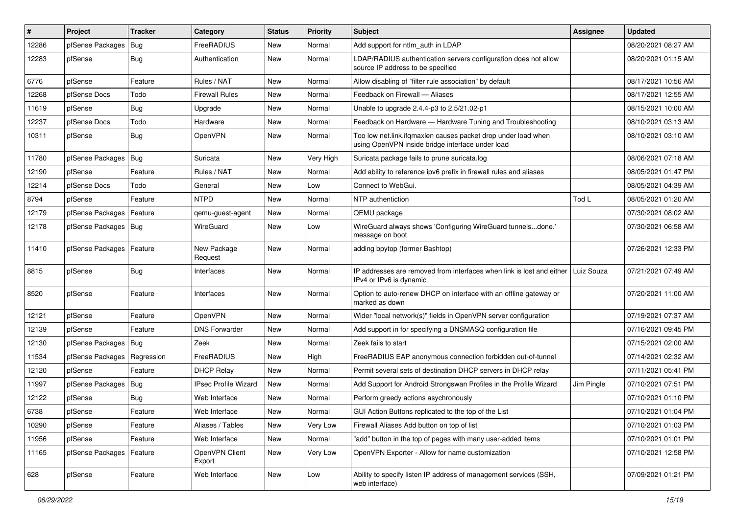| # | Project | Tracker | Category | Status | Priority | Subject | Assignee | Updated |
|---|---|---|---|---|---|---|---|---|
| 12286 | pfSense Packages | Bug | FreeRADIUS | New | Normal | Add support for ntlm_auth in LDAP | | 08/20/2021 08:27 AM |
| 12283 | pfSense | Bug | Authentication | New | Normal | LDAP/RADIUS authentication servers configuration does not allow source IP address to be specified | | 08/20/2021 01:15 AM |
| 6776 | pfSense | Feature | Rules / NAT | New | Normal | Allow disabling of "filter rule association" by default | | 08/17/2021 10:56 AM |
| 12268 | pfSense Docs | Todo | Firewall Rules | New | Normal | Feedback on Firewall — Aliases | | 08/17/2021 12:55 AM |
| 11619 | pfSense | Bug | Upgrade | New | Normal | Unable to upgrade 2.4.4-p3 to 2.5/21.02-p1 | | 08/15/2021 10:00 AM |
| 12237 | pfSense Docs | Todo | Hardware | New | Normal | Feedback on Hardware — Hardware Tuning and Troubleshooting | | 08/10/2021 03:13 AM |
| 10311 | pfSense | Bug | OpenVPN | New | Normal | Too low net.link.ifqmaxlen causes packet drop under load when using OpenVPN inside bridge interface under load | | 08/10/2021 03:10 AM |
| 11780 | pfSense Packages | Bug | Suricata | New | Very High | Suricata package fails to prune suricata.log | | 08/06/2021 07:18 AM |
| 12190 | pfSense | Feature | Rules / NAT | New | Normal | Add ability to reference ipv6 prefix in firewall rules and aliases | | 08/05/2021 01:47 PM |
| 12214 | pfSense Docs | Todo | General | New | Low | Connect to WebGui. | | 08/05/2021 04:39 AM |
| 8794 | pfSense | Feature | NTPD | New | Normal | NTP authentiction | Tod L | 08/05/2021 01:20 AM |
| 12179 | pfSense Packages | Feature | qemu-guest-agent | New | Normal | QEMU package | | 07/30/2021 08:02 AM |
| 12178 | pfSense Packages | Bug | WireGuard | New | Low | WireGuard always shows 'Configuring WireGuard tunnels...done.' message on boot | | 07/30/2021 06:58 AM |
| 11410 | pfSense Packages | Feature | New Package Request | New | Normal | adding bpytop (former Bashtop) | | 07/26/2021 12:33 PM |
| 8815 | pfSense | Bug | Interfaces | New | Normal | IP addresses are removed from interfaces when link is lost and either IPv4 or IPv6 is dynamic | Luiz Souza | 07/21/2021 07:49 AM |
| 8520 | pfSense | Feature | Interfaces | New | Normal | Option to auto-renew DHCP on interface with an offline gateway or marked as down | | 07/20/2021 11:00 AM |
| 12121 | pfSense | Feature | OpenVPN | New | Normal | Wider "local network(s)" fields in OpenVPN server configuration | | 07/19/2021 07:37 AM |
| 12139 | pfSense | Feature | DNS Forwarder | New | Normal | Add support in for specifying a DNSMASQ configuration file | | 07/16/2021 09:45 PM |
| 12130 | pfSense Packages | Bug | Zeek | New | Normal | Zeek fails to start | | 07/15/2021 02:00 AM |
| 11534 | pfSense Packages | Regression | FreeRADIUS | New | High | FreeRADIUS EAP anonymous connection forbidden out-of-tunnel | | 07/14/2021 02:32 AM |
| 12120 | pfSense | Feature | DHCP Relay | New | Normal | Permit several sets of destination DHCP servers in DHCP relay | | 07/11/2021 05:41 PM |
| 11997 | pfSense Packages | Bug | IPsec Profile Wizard | New | Normal | Add Support for Android Strongswan Profiles in the Profile Wizard | Jim Pingle | 07/10/2021 07:51 PM |
| 12122 | pfSense | Bug | Web Interface | New | Normal | Perform greedy actions asychronously | | 07/10/2021 01:10 PM |
| 6738 | pfSense | Feature | Web Interface | New | Normal | GUI Action Buttons replicated to the top of the List | | 07/10/2021 01:04 PM |
| 10290 | pfSense | Feature | Aliases / Tables | New | Very Low | Firewall Aliases Add button on top of list | | 07/10/2021 01:03 PM |
| 11956 | pfSense | Feature | Web Interface | New | Normal | "add" button in the top of pages with many user-added items | | 07/10/2021 01:01 PM |
| 11165 | pfSense Packages | Feature | OpenVPN Client Export | New | Very Low | OpenVPN Exporter - Allow for name customization | | 07/10/2021 12:58 PM |
| 628 | pfSense | Feature | Web Interface | New | Low | Ability to specify listen IP address of management services (SSH, web interface) | | 07/09/2021 01:21 PM |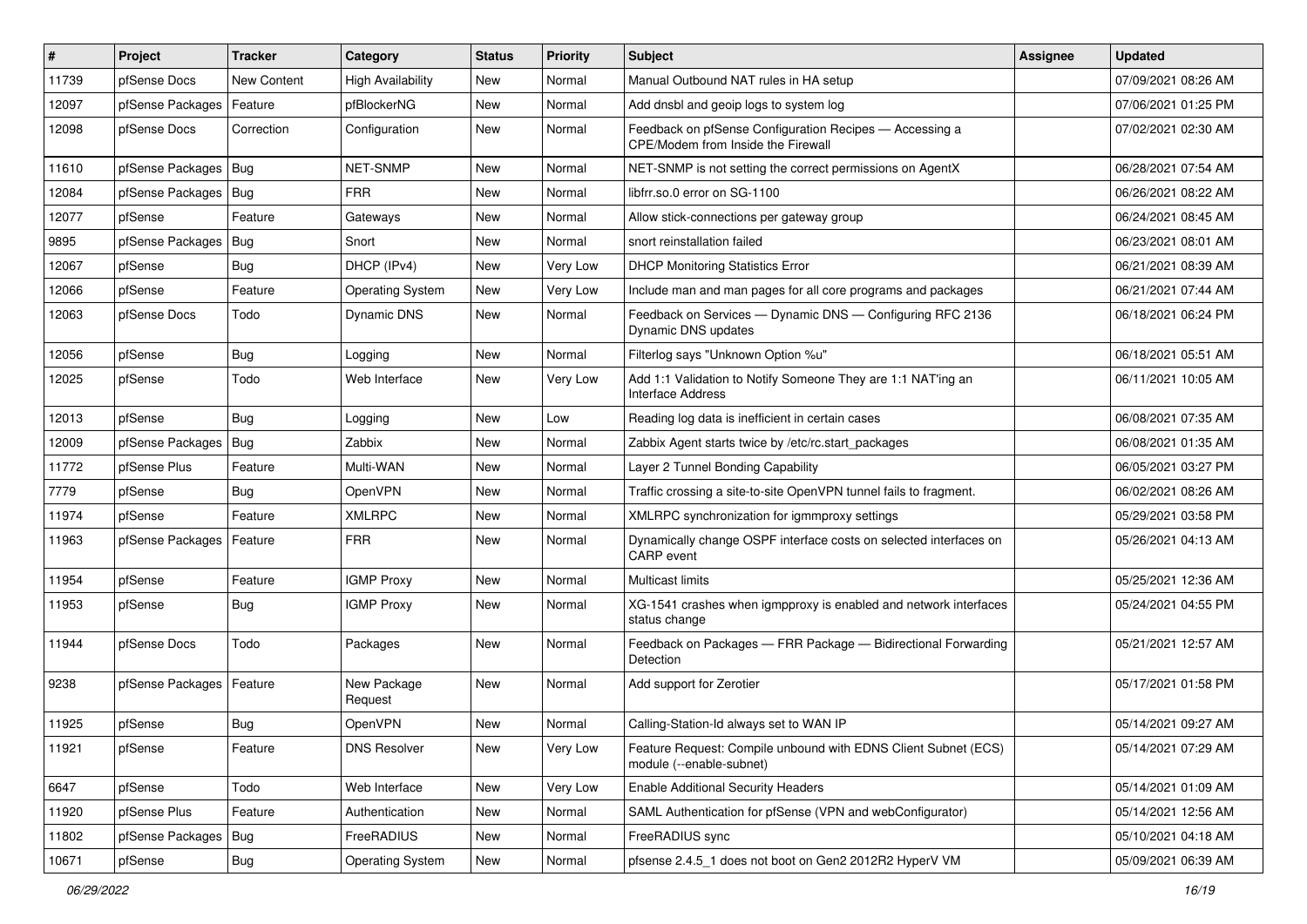| # | Project | Tracker | Category | Status | Priority | Subject | Assignee | Updated |
|---|---|---|---|---|---|---|---|---|
| 11739 | pfSense Docs | New Content | High Availability | New | Normal | Manual Outbound NAT rules in HA setup | | 07/09/2021 08:26 AM |
| 12097 | pfSense Packages | Feature | pfBlockerNG | New | Normal | Add dnsbl and geoip logs to system log | | 07/06/2021 01:25 PM |
| 12098 | pfSense Docs | Correction | Configuration | New | Normal | Feedback on pfSense Configuration Recipes — Accessing a CPE/Modem from Inside the Firewall | | 07/02/2021 02:30 AM |
| 11610 | pfSense Packages | Bug | NET-SNMP | New | Normal | NET-SNMP is not setting the correct permissions on AgentX | | 06/28/2021 07:54 AM |
| 12084 | pfSense Packages | Bug | FRR | New | Normal | libfrr.so.0 error on SG-1100 | | 06/26/2021 08:22 AM |
| 12077 | pfSense | Feature | Gateways | New | Normal | Allow stick-connections per gateway group | | 06/24/2021 08:45 AM |
| 9895 | pfSense Packages | Bug | Snort | New | Normal | snort reinstallation failed | | 06/23/2021 08:01 AM |
| 12067 | pfSense | Bug | DHCP (IPv4) | New | Very Low | DHCP Monitoring Statistics Error | | 06/21/2021 08:39 AM |
| 12066 | pfSense | Feature | Operating System | New | Very Low | Include man and man pages for all core programs and packages | | 06/21/2021 07:44 AM |
| 12063 | pfSense Docs | Todo | Dynamic DNS | New | Normal | Feedback on Services — Dynamic DNS — Configuring RFC 2136 Dynamic DNS updates | | 06/18/2021 06:24 PM |
| 12056 | pfSense | Bug | Logging | New | Normal | Filterlog says "Unknown Option %u" | | 06/18/2021 05:51 AM |
| 12025 | pfSense | Todo | Web Interface | New | Very Low | Add 1:1 Validation to Notify Someone They are 1:1 NAT'ing an Interface Address | | 06/11/2021 10:05 AM |
| 12013 | pfSense | Bug | Logging | New | Low | Reading log data is inefficient in certain cases | | 06/08/2021 07:35 AM |
| 12009 | pfSense Packages | Bug | Zabbix | New | Normal | Zabbix Agent starts twice by /etc/rc.start_packages | | 06/08/2021 01:35 AM |
| 11772 | pfSense Plus | Feature | Multi-WAN | New | Normal | Layer 2 Tunnel Bonding Capability | | 06/05/2021 03:27 PM |
| 7779 | pfSense | Bug | OpenVPN | New | Normal | Traffic crossing a site-to-site OpenVPN tunnel fails to fragment. | | 06/02/2021 08:26 AM |
| 11974 | pfSense | Feature | XMLRPC | New | Normal | XMLRPC synchronization for igmmproxy settings | | 05/29/2021 03:58 PM |
| 11963 | pfSense Packages | Feature | FRR | New | Normal | Dynamically change OSPF interface costs on selected interfaces on CARP event | | 05/26/2021 04:13 AM |
| 11954 | pfSense | Feature | IGMP Proxy | New | Normal | Multicast limits | | 05/25/2021 12:36 AM |
| 11953 | pfSense | Bug | IGMP Proxy | New | Normal | XG-1541 crashes when igmpproxy is enabled and network interfaces status change | | 05/24/2021 04:55 PM |
| 11944 | pfSense Docs | Todo | Packages | New | Normal | Feedback on Packages — FRR Package — Bidirectional Forwarding Detection | | 05/21/2021 12:57 AM |
| 9238 | pfSense Packages | Feature | New Package Request | New | Normal | Add support for Zerotier | | 05/17/2021 01:58 PM |
| 11925 | pfSense | Bug | OpenVPN | New | Normal | Calling-Station-Id always set to WAN IP | | 05/14/2021 09:27 AM |
| 11921 | pfSense | Feature | DNS Resolver | New | Very Low | Feature Request: Compile unbound with EDNS Client Subnet (ECS) module (--enable-subnet) | | 05/14/2021 07:29 AM |
| 6647 | pfSense | Todo | Web Interface | New | Very Low | Enable Additional Security Headers | | 05/14/2021 01:09 AM |
| 11920 | pfSense Plus | Feature | Authentication | New | Normal | SAML Authentication for pfSense (VPN and webConfigurator) | | 05/14/2021 12:56 AM |
| 11802 | pfSense Packages | Bug | FreeRADIUS | New | Normal | FreeRADIUS sync | | 05/10/2021 04:18 AM |
| 10671 | pfSense | Bug | Operating System | New | Normal | pfsense 2.4.5_1 does not boot on Gen2 2012R2 HyperV VM | | 05/09/2021 06:39 AM |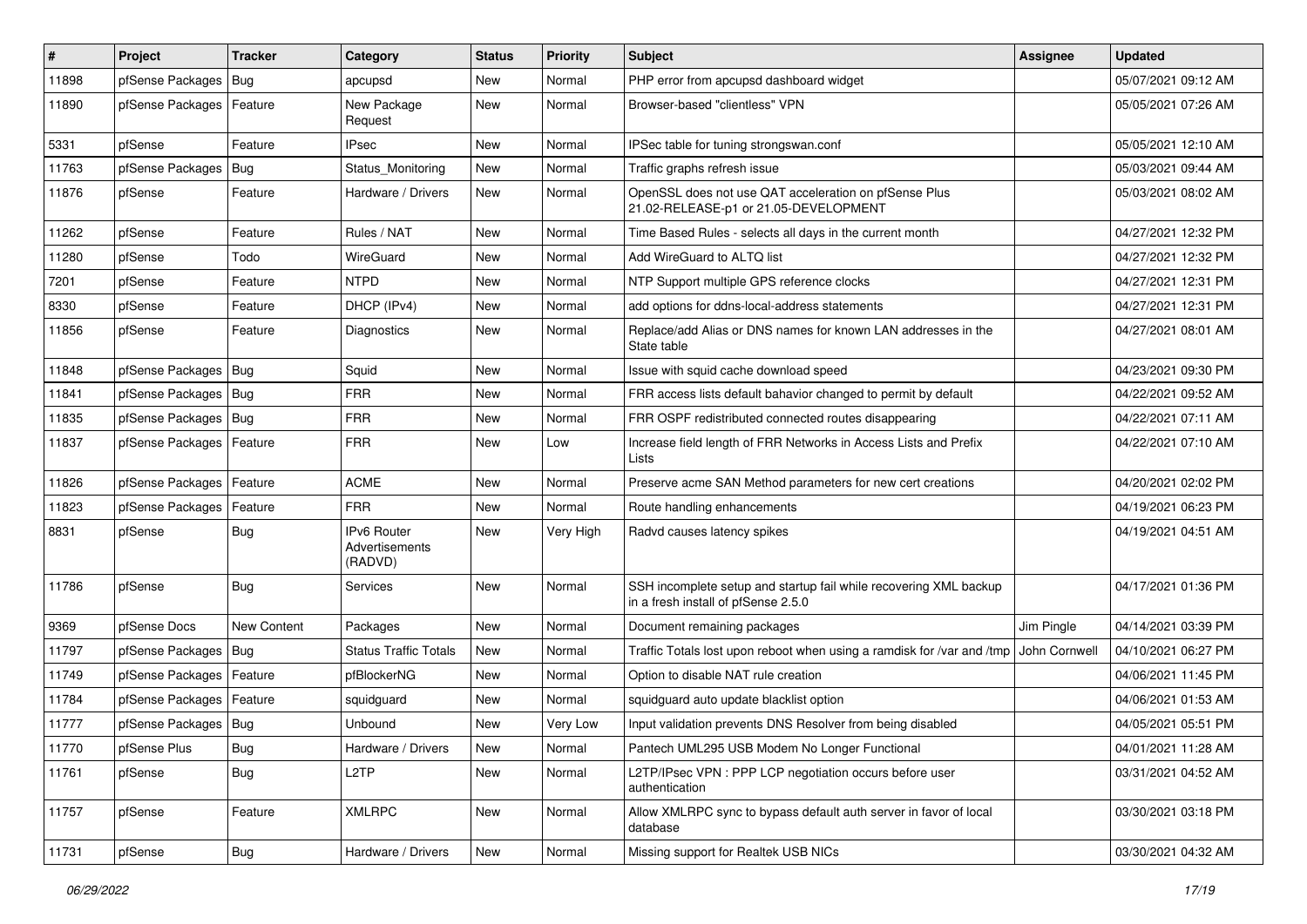| # | Project | Tracker | Category | Status | Priority | Subject | Assignee | Updated |
|---|---|---|---|---|---|---|---|---|
| 11898 | pfSense Packages | Bug | apcupsd | New | Normal | PHP error from apcupsd dashboard widget | | 05/07/2021 09:12 AM |
| 11890 | pfSense Packages | Feature | New Package Request | New | Normal | Browser-based "clientless" VPN | | 05/05/2021 07:26 AM |
| 5331 | pfSense | Feature | IPsec | New | Normal | IPSec table for tuning strongswan.conf | | 05/05/2021 12:10 AM |
| 11763 | pfSense Packages | Bug | Status_Monitoring | New | Normal | Traffic graphs refresh issue | | 05/03/2021 09:44 AM |
| 11876 | pfSense | Feature | Hardware / Drivers | New | Normal | OpenSSL does not use QAT acceleration on pfSense Plus 21.02-RELEASE-p1 or 21.05-DEVELOPMENT | | 05/03/2021 08:02 AM |
| 11262 | pfSense | Feature | Rules / NAT | New | Normal | Time Based Rules - selects all days in the current month | | 04/27/2021 12:32 PM |
| 11280 | pfSense | Todo | WireGuard | New | Normal | Add WireGuard to ALTQ list | | 04/27/2021 12:32 PM |
| 7201 | pfSense | Feature | NTPD | New | Normal | NTP Support multiple GPS reference clocks | | 04/27/2021 12:31 PM |
| 8330 | pfSense | Feature | DHCP (IPv4) | New | Normal | add options for ddns-local-address statements | | 04/27/2021 12:31 PM |
| 11856 | pfSense | Feature | Diagnostics | New | Normal | Replace/add Alias or DNS names for known LAN addresses in the State table | | 04/27/2021 08:01 AM |
| 11848 | pfSense Packages | Bug | Squid | New | Normal | Issue with squid cache download speed | | 04/23/2021 09:30 PM |
| 11841 | pfSense Packages | Bug | FRR | New | Normal | FRR access lists default bahavior changed to permit by default | | 04/22/2021 09:52 AM |
| 11835 | pfSense Packages | Bug | FRR | New | Normal | FRR OSPF redistributed connected routes disappearing | | 04/22/2021 07:11 AM |
| 11837 | pfSense Packages | Feature | FRR | New | Low | Increase field length of FRR Networks in Access Lists and Prefix Lists | | 04/22/2021 07:10 AM |
| 11826 | pfSense Packages | Feature | ACME | New | Normal | Preserve acme SAN Method parameters for new cert creations | | 04/20/2021 02:02 PM |
| 11823 | pfSense Packages | Feature | FRR | New | Normal | Route handling enhancements | | 04/19/2021 06:23 PM |
| 8831 | pfSense | Bug | IPv6 Router Advertisements (RADVD) | New | Very High | Radvd causes latency spikes | | 04/19/2021 04:51 AM |
| 11786 | pfSense | Bug | Services | New | Normal | SSH incomplete setup and startup fail while recovering XML backup in a fresh install of pfSense 2.5.0 | | 04/17/2021 01:36 PM |
| 9369 | pfSense Docs | New Content | Packages | New | Normal | Document remaining packages | Jim Pingle | 04/14/2021 03:39 PM |
| 11797 | pfSense Packages | Bug | Status Traffic Totals | New | Normal | Traffic Totals lost upon reboot when using a ramdisk for /var and /tmp | John Cornwell | 04/10/2021 06:27 PM |
| 11749 | pfSense Packages | Feature | pfBlockerNG | New | Normal | Option to disable NAT rule creation | | 04/06/2021 11:45 PM |
| 11784 | pfSense Packages | Feature | squidguard | New | Normal | squidguard auto update blacklist option | | 04/06/2021 01:53 AM |
| 11777 | pfSense Packages | Bug | Unbound | New | Very Low | Input validation prevents DNS Resolver from being disabled | | 04/05/2021 05:51 PM |
| 11770 | pfSense Plus | Bug | Hardware / Drivers | New | Normal | Pantech UML295 USB Modem No Longer Functional | | 04/01/2021 11:28 AM |
| 11761 | pfSense | Bug | L2TP | New | Normal | L2TP/IPsec VPN : PPP LCP negotiation occurs before user authentication | | 03/31/2021 04:52 AM |
| 11757 | pfSense | Feature | XMLRPC | New | Normal | Allow XMLRPC sync to bypass default auth server in favor of local database | | 03/30/2021 03:18 PM |
| 11731 | pfSense | Bug | Hardware / Drivers | New | Normal | Missing support for Realtek USB NICs | | 03/30/2021 04:32 AM |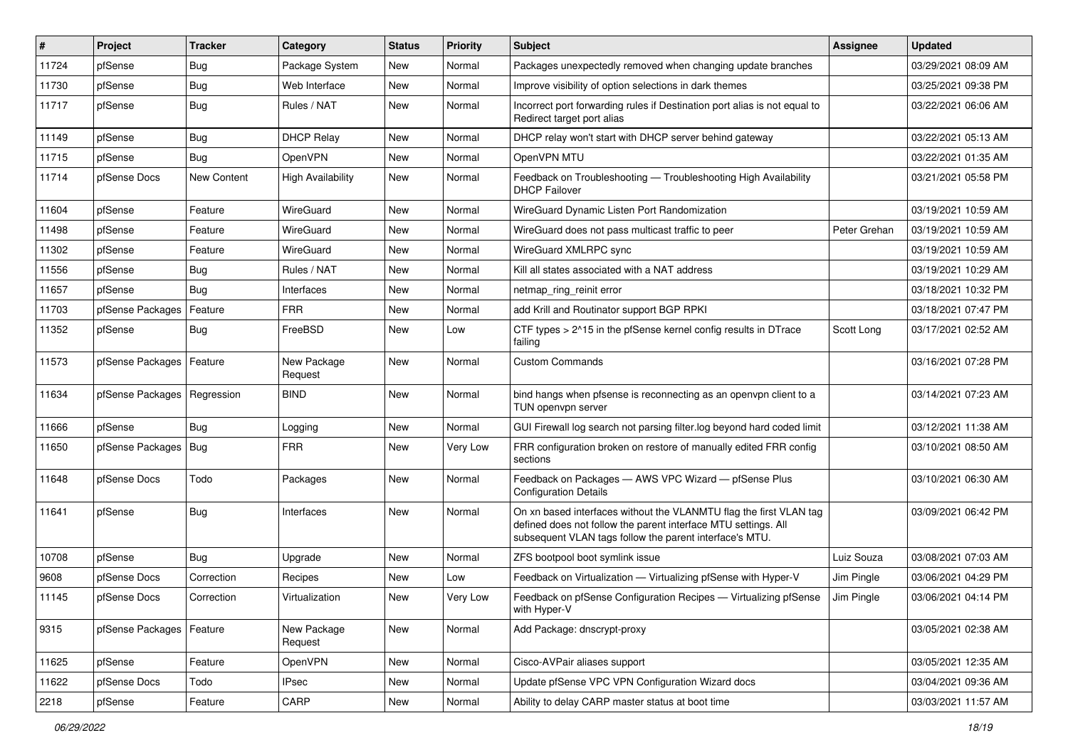| # | Project | Tracker | Category | Status | Priority | Subject | Assignee | Updated |
|---|---|---|---|---|---|---|---|---|
| 11724 | pfSense | Bug | Package System | New | Normal | Packages unexpectedly removed when changing update branches | | 03/29/2021 08:09 AM |
| 11730 | pfSense | Bug | Web Interface | New | Normal | Improve visibility of option selections in dark themes | | 03/25/2021 09:38 PM |
| 11717 | pfSense | Bug | Rules / NAT | New | Normal | Incorrect port forwarding rules if Destination port alias is not equal to Redirect target port alias | | 03/22/2021 06:06 AM |
| 11149 | pfSense | Bug | DHCP Relay | New | Normal | DHCP relay won't start with DHCP server behind gateway | | 03/22/2021 05:13 AM |
| 11715 | pfSense | Bug | OpenVPN | New | Normal | OpenVPN MTU | | 03/22/2021 01:35 AM |
| 11714 | pfSense Docs | New Content | High Availability | New | Normal | Feedback on Troubleshooting — Troubleshooting High Availability DHCP Failover | | 03/21/2021 05:58 PM |
| 11604 | pfSense | Feature | WireGuard | New | Normal | WireGuard Dynamic Listen Port Randomization | | 03/19/2021 10:59 AM |
| 11498 | pfSense | Feature | WireGuard | New | Normal | WireGuard does not pass multicast traffic to peer | Peter Grehan | 03/19/2021 10:59 AM |
| 11302 | pfSense | Feature | WireGuard | New | Normal | WireGuard XMLRPC sync | | 03/19/2021 10:59 AM |
| 11556 | pfSense | Bug | Rules / NAT | New | Normal | Kill all states associated with a NAT address | | 03/19/2021 10:29 AM |
| 11657 | pfSense | Bug | Interfaces | New | Normal | netmap_ring_reinit error | | 03/18/2021 10:32 PM |
| 11703 | pfSense Packages | Feature | FRR | New | Normal | add Krill and Routinator support BGP RPKI | | 03/18/2021 07:47 PM |
| 11352 | pfSense | Bug | FreeBSD | New | Low | CTF types > 2^15 in the pfSense kernel config results in DTrace failing | Scott Long | 03/17/2021 02:52 AM |
| 11573 | pfSense Packages | Feature | New Package Request | New | Normal | Custom Commands | | 03/16/2021 07:28 PM |
| 11634 | pfSense Packages | Regression | BIND | New | Normal | bind hangs when pfsense is reconnecting as an openvpn client to a TUN openvpn server | | 03/14/2021 07:23 AM |
| 11666 | pfSense | Bug | Logging | New | Normal | GUI Firewall log search not parsing filter.log beyond hard coded limit | | 03/12/2021 11:38 AM |
| 11650 | pfSense Packages | Bug | FRR | New | Very Low | FRR configuration broken on restore of manually edited FRR config sections | | 03/10/2021 08:50 AM |
| 11648 | pfSense Docs | Todo | Packages | New | Normal | Feedback on Packages — AWS VPC Wizard — pfSense Plus Configuration Details | | 03/10/2021 06:30 AM |
| 11641 | pfSense | Bug | Interfaces | New | Normal | On xn based interfaces without the VLANMTU flag the first VLAN tag defined does not follow the parent interface MTU settings. All subsequent VLAN tags follow the parent interface's MTU. | | 03/09/2021 06:42 PM |
| 10708 | pfSense | Bug | Upgrade | New | Normal | ZFS bootpool boot symlink issue | Luiz Souza | 03/08/2021 07:03 AM |
| 9608 | pfSense Docs | Correction | Recipes | New | Low | Feedback on Virtualization — Virtualizing pfSense with Hyper-V | Jim Pingle | 03/06/2021 04:29 PM |
| 11145 | pfSense Docs | Correction | Virtualization | New | Very Low | Feedback on pfSense Configuration Recipes — Virtualizing pfSense with Hyper-V | Jim Pingle | 03/06/2021 04:14 PM |
| 9315 | pfSense Packages | Feature | New Package Request | New | Normal | Add Package: dnscrypt-proxy | | 03/05/2021 02:38 AM |
| 11625 | pfSense | Feature | OpenVPN | New | Normal | Cisco-AVPair aliases support | | 03/05/2021 12:35 AM |
| 11622 | pfSense Docs | Todo | IPsec | New | Normal | Update pfSense VPC VPN Configuration Wizard docs | | 03/04/2021 09:36 AM |
| 2218 | pfSense | Feature | CARP | New | Normal | Ability to delay CARP master status at boot time | | 03/03/2021 11:57 AM |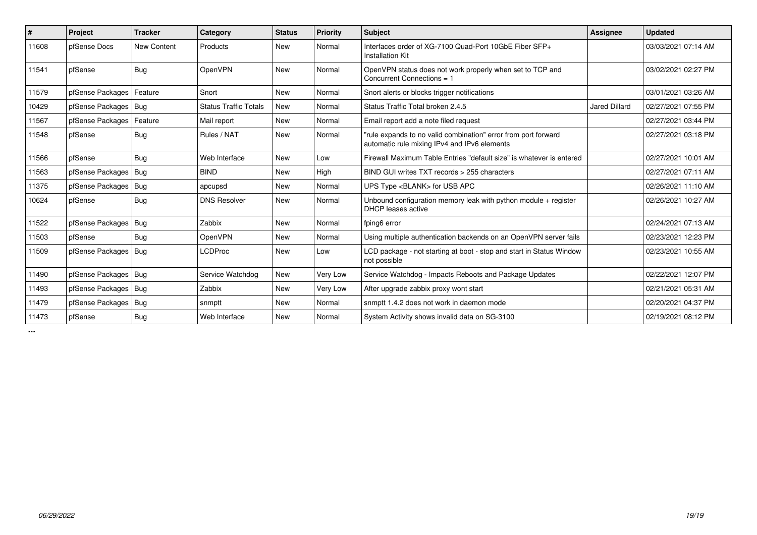| # | Project | Tracker | Category | Status | Priority | Subject | Assignee | Updated |
|---|---|---|---|---|---|---|---|---|
| 11608 | pfSense Docs | New Content | Products | New | Normal | Interfaces order of XG-7100 Quad-Port 10GbE Fiber SFP+ Installation Kit | | 03/03/2021 07:14 AM |
| 11541 | pfSense | Bug | OpenVPN | New | Normal | OpenVPN status does not work properly when set to TCP and Concurrent Connections = 1 | | 03/02/2021 02:27 PM |
| 11579 | pfSense Packages | Feature | Snort | New | Normal | Snort alerts or blocks trigger notifications | | 03/01/2021 03:26 AM |
| 10429 | pfSense Packages | Bug | Status Traffic Totals | New | Normal | Status Traffic Total broken 2.4.5 | Jared Dillard | 02/27/2021 07:55 PM |
| 11567 | pfSense Packages | Feature | Mail report | New | Normal | Email report add a note filed request | | 02/27/2021 03:44 PM |
| 11548 | pfSense | Bug | Rules / NAT | New | Normal | "rule expands to no valid combination" error from port forward automatic rule mixing IPv4 and IPv6 elements | | 02/27/2021 03:18 PM |
| 11566 | pfSense | Bug | Web Interface | New | Low | Firewall Maximum Table Entries "default size" is whatever is entered | | 02/27/2021 10:01 AM |
| 11563 | pfSense Packages | Bug | BIND | New | High | BIND GUI writes TXT records > 255 characters | | 02/27/2021 07:11 AM |
| 11375 | pfSense Packages | Bug | apcupsd | New | Normal | UPS Type <BLANK> for USB APC | | 02/26/2021 11:10 AM |
| 10624 | pfSense | Bug | DNS Resolver | New | Normal | Unbound configuration memory leak with python module + register DHCP leases active | | 02/26/2021 10:27 AM |
| 11522 | pfSense Packages | Bug | Zabbix | New | Normal | fping6 error | | 02/24/2021 07:13 AM |
| 11503 | pfSense | Bug | OpenVPN | New | Normal | Using multiple authentication backends on an OpenVPN server fails | | 02/23/2021 12:23 PM |
| 11509 | pfSense Packages | Bug | LCDProc | New | Low | LCD package - not starting at boot - stop and start in Status Window not possible | | 02/23/2021 10:55 AM |
| 11490 | pfSense Packages | Bug | Service Watchdog | New | Very Low | Service Watchdog - Impacts Reboots and Package Updates | | 02/22/2021 12:07 PM |
| 11493 | pfSense Packages | Bug | Zabbix | New | Very Low | After upgrade zabbix proxy wont start | | 02/21/2021 05:31 AM |
| 11479 | pfSense Packages | Bug | snmptt | New | Normal | snmptt 1.4.2 does not work in daemon mode | | 02/20/2021 04:37 PM |
| 11473 | pfSense | Bug | Web Interface | New | Normal | System Activity shows invalid data on SG-3100 | | 02/19/2021 08:12 PM |

...